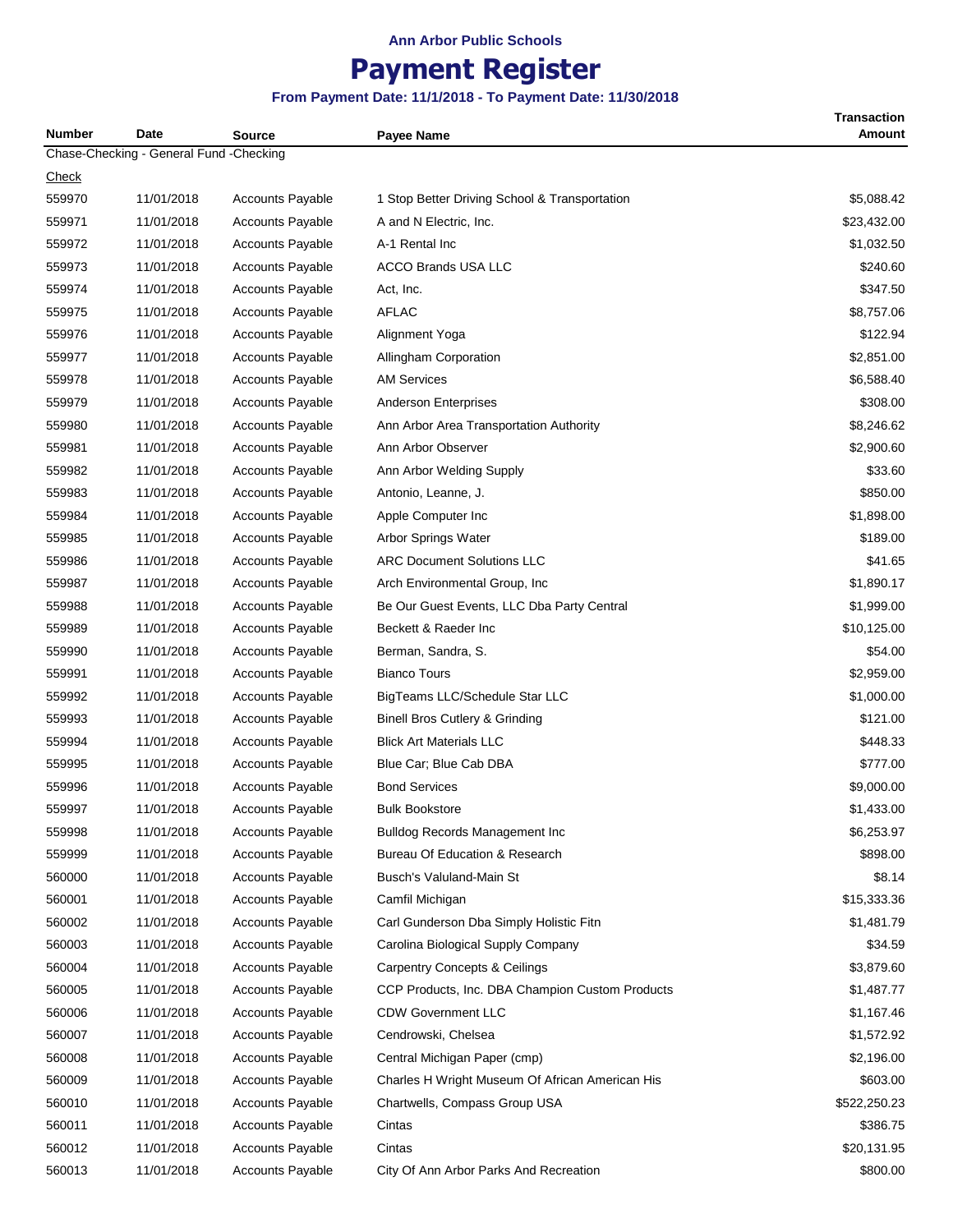Ann Arbor Public Schools

# Payment Register

**From Payment Date: 11/1/2018 - To Payment Date: 11/30/2018**

| Number | Date | Source | Payee Name | Transaction Amount |
|---|---|---|---|---|
| Chase-Checking - General Fund -Checking | | | | |
| Check | | | | |
| 559970 | 11/01/2018 | Accounts Payable | 1 Stop Better Driving School & Transportation | $5,088.42 |
| 559971 | 11/01/2018 | Accounts Payable | A and N Electric, Inc. | $23,432.00 |
| 559972 | 11/01/2018 | Accounts Payable | A-1 Rental Inc | $1,032.50 |
| 559973 | 11/01/2018 | Accounts Payable | ACCO Brands USA LLC | $240.60 |
| 559974 | 11/01/2018 | Accounts Payable | Act, Inc. | $347.50 |
| 559975 | 11/01/2018 | Accounts Payable | AFLAC | $8,757.06 |
| 559976 | 11/01/2018 | Accounts Payable | Alignment Yoga | $122.94 |
| 559977 | 11/01/2018 | Accounts Payable | Allingham Corporation | $2,851.00 |
| 559978 | 11/01/2018 | Accounts Payable | AM Services | $6,588.40 |
| 559979 | 11/01/2018 | Accounts Payable | Anderson Enterprises | $308.00 |
| 559980 | 11/01/2018 | Accounts Payable | Ann Arbor Area Transportation Authority | $8,246.62 |
| 559981 | 11/01/2018 | Accounts Payable | Ann Arbor Observer | $2,900.60 |
| 559982 | 11/01/2018 | Accounts Payable | Ann Arbor Welding Supply | $33.60 |
| 559983 | 11/01/2018 | Accounts Payable | Antonio, Leanne, J. | $850.00 |
| 559984 | 11/01/2018 | Accounts Payable | Apple Computer Inc | $1,898.00 |
| 559985 | 11/01/2018 | Accounts Payable | Arbor Springs Water | $189.00 |
| 559986 | 11/01/2018 | Accounts Payable | ARC Document Solutions LLC | $41.65 |
| 559987 | 11/01/2018 | Accounts Payable | Arch Environmental Group, Inc | $1,890.17 |
| 559988 | 11/01/2018 | Accounts Payable | Be Our Guest Events, LLC Dba Party Central | $1,999.00 |
| 559989 | 11/01/2018 | Accounts Payable | Beckett & Raeder Inc | $10,125.00 |
| 559990 | 11/01/2018 | Accounts Payable | Berman, Sandra, S. | $54.00 |
| 559991 | 11/01/2018 | Accounts Payable | Bianco Tours | $2,959.00 |
| 559992 | 11/01/2018 | Accounts Payable | BigTeams LLC/Schedule Star LLC | $1,000.00 |
| 559993 | 11/01/2018 | Accounts Payable | Binell Bros Cutlery & Grinding | $121.00 |
| 559994 | 11/01/2018 | Accounts Payable | Blick Art Materials LLC | $448.33 |
| 559995 | 11/01/2018 | Accounts Payable | Blue Car; Blue Cab DBA | $777.00 |
| 559996 | 11/01/2018 | Accounts Payable | Bond Services | $9,000.00 |
| 559997 | 11/01/2018 | Accounts Payable | Bulk Bookstore | $1,433.00 |
| 559998 | 11/01/2018 | Accounts Payable | Bulldog Records Management Inc | $6,253.97 |
| 559999 | 11/01/2018 | Accounts Payable | Bureau Of Education & Research | $898.00 |
| 560000 | 11/01/2018 | Accounts Payable | Busch's Valuland-Main St | $8.14 |
| 560001 | 11/01/2018 | Accounts Payable | Camfil Michigan | $15,333.36 |
| 560002 | 11/01/2018 | Accounts Payable | Carl Gunderson Dba Simply Holistic Fitn | $1,481.79 |
| 560003 | 11/01/2018 | Accounts Payable | Carolina Biological Supply Company | $34.59 |
| 560004 | 11/01/2018 | Accounts Payable | Carpentry Concepts & Ceilings | $3,879.60 |
| 560005 | 11/01/2018 | Accounts Payable | CCP Products, Inc. DBA Champion Custom Products | $1,487.77 |
| 560006 | 11/01/2018 | Accounts Payable | CDW Government LLC | $1,167.46 |
| 560007 | 11/01/2018 | Accounts Payable | Cendrowski, Chelsea | $1,572.92 |
| 560008 | 11/01/2018 | Accounts Payable | Central Michigan Paper (cmp) | $2,196.00 |
| 560009 | 11/01/2018 | Accounts Payable | Charles H Wright Museum Of African American His | $603.00 |
| 560010 | 11/01/2018 | Accounts Payable | Chartwells, Compass Group USA | $522,250.23 |
| 560011 | 11/01/2018 | Accounts Payable | Cintas | $386.75 |
| 560012 | 11/01/2018 | Accounts Payable | Cintas | $20,131.95 |
| 560013 | 11/01/2018 | Accounts Payable | City Of Ann Arbor Parks And Recreation | $800.00 |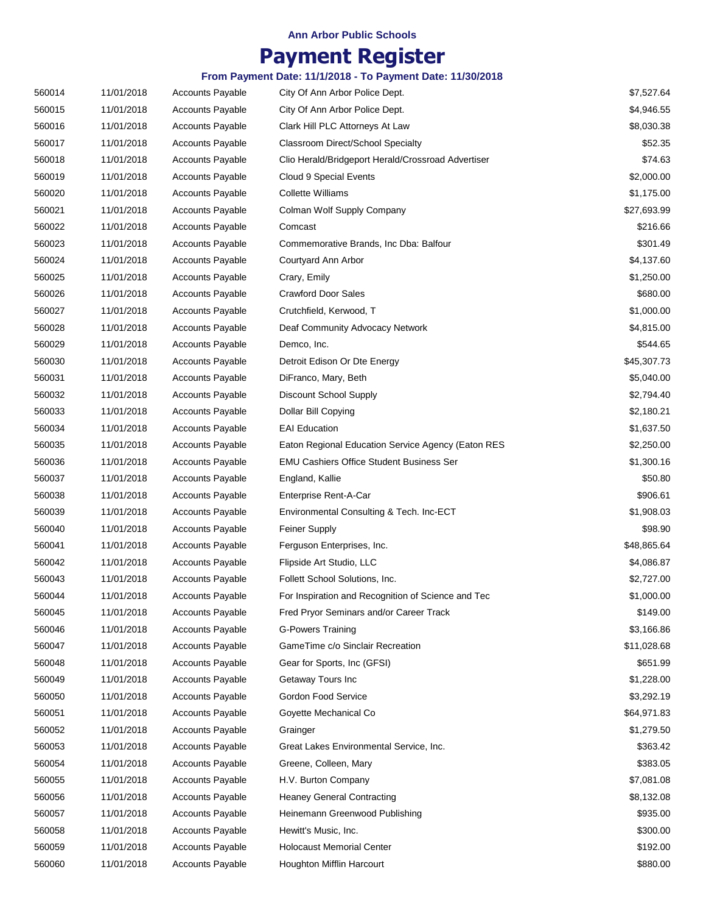Ann Arbor Public Schools

# Payment Register

From Payment Date: 11/1/2018 - To Payment Date: 11/30/2018

| | | | | |
|---|---|---|---|---|
| 560014 | 11/01/2018 | Accounts Payable | City Of Ann Arbor Police Dept. | $7,527.64 |
| 560015 | 11/01/2018 | Accounts Payable | City Of Ann Arbor Police Dept. | $4,946.55 |
| 560016 | 11/01/2018 | Accounts Payable | Clark Hill PLC Attorneys At Law | $8,030.38 |
| 560017 | 11/01/2018 | Accounts Payable | Classroom Direct/School Specialty | $52.35 |
| 560018 | 11/01/2018 | Accounts Payable | Clio Herald/Bridgeport Herald/Crossroad Advertiser | $74.63 |
| 560019 | 11/01/2018 | Accounts Payable | Cloud 9 Special Events | $2,000.00 |
| 560020 | 11/01/2018 | Accounts Payable | Collette Williams | $1,175.00 |
| 560021 | 11/01/2018 | Accounts Payable | Colman Wolf Supply Company | $27,693.99 |
| 560022 | 11/01/2018 | Accounts Payable | Comcast | $216.66 |
| 560023 | 11/01/2018 | Accounts Payable | Commemorative Brands, Inc Dba: Balfour | $301.49 |
| 560024 | 11/01/2018 | Accounts Payable | Courtyard Ann Arbor | $4,137.60 |
| 560025 | 11/01/2018 | Accounts Payable | Crary, Emily | $1,250.00 |
| 560026 | 11/01/2018 | Accounts Payable | Crawford Door Sales | $680.00 |
| 560027 | 11/01/2018 | Accounts Payable | Crutchfield, Kerwood, T | $1,000.00 |
| 560028 | 11/01/2018 | Accounts Payable | Deaf Community Advocacy Network | $4,815.00 |
| 560029 | 11/01/2018 | Accounts Payable | Demco, Inc. | $544.65 |
| 560030 | 11/01/2018 | Accounts Payable | Detroit Edison Or Dte Energy | $45,307.73 |
| 560031 | 11/01/2018 | Accounts Payable | DiFranco, Mary, Beth | $5,040.00 |
| 560032 | 11/01/2018 | Accounts Payable | Discount School Supply | $2,794.40 |
| 560033 | 11/01/2018 | Accounts Payable | Dollar Bill Copying | $2,180.21 |
| 560034 | 11/01/2018 | Accounts Payable | EAI Education | $1,637.50 |
| 560035 | 11/01/2018 | Accounts Payable | Eaton Regional Education Service Agency (Eaton RES | $2,250.00 |
| 560036 | 11/01/2018 | Accounts Payable | EMU Cashiers Office Student Business Ser | $1,300.16 |
| 560037 | 11/01/2018 | Accounts Payable | England, Kallie | $50.80 |
| 560038 | 11/01/2018 | Accounts Payable | Enterprise Rent-A-Car | $906.61 |
| 560039 | 11/01/2018 | Accounts Payable | Environmental Consulting & Tech. Inc-ECT | $1,908.03 |
| 560040 | 11/01/2018 | Accounts Payable | Feiner Supply | $98.90 |
| 560041 | 11/01/2018 | Accounts Payable | Ferguson Enterprises, Inc. | $48,865.64 |
| 560042 | 11/01/2018 | Accounts Payable | Flipside Art Studio, LLC | $4,086.87 |
| 560043 | 11/01/2018 | Accounts Payable | Follett School Solutions, Inc. | $2,727.00 |
| 560044 | 11/01/2018 | Accounts Payable | For Inspiration and Recognition of Science and Tec | $1,000.00 |
| 560045 | 11/01/2018 | Accounts Payable | Fred Pryor Seminars and/or Career Track | $149.00 |
| 560046 | 11/01/2018 | Accounts Payable | G-Powers Training | $3,166.86 |
| 560047 | 11/01/2018 | Accounts Payable | GameTime c/o Sinclair Recreation | $11,028.68 |
| 560048 | 11/01/2018 | Accounts Payable | Gear for Sports, Inc (GFSI) | $651.99 |
| 560049 | 11/01/2018 | Accounts Payable | Getaway Tours Inc | $1,228.00 |
| 560050 | 11/01/2018 | Accounts Payable | Gordon Food Service | $3,292.19 |
| 560051 | 11/01/2018 | Accounts Payable | Goyette Mechanical Co | $64,971.83 |
| 560052 | 11/01/2018 | Accounts Payable | Grainger | $1,279.50 |
| 560053 | 11/01/2018 | Accounts Payable | Great Lakes Environmental Service, Inc. | $363.42 |
| 560054 | 11/01/2018 | Accounts Payable | Greene, Colleen, Mary | $383.05 |
| 560055 | 11/01/2018 | Accounts Payable | H.V. Burton Company | $7,081.08 |
| 560056 | 11/01/2018 | Accounts Payable | Heaney General Contracting | $8,132.08 |
| 560057 | 11/01/2018 | Accounts Payable | Heinemann Greenwood Publishing | $935.00 |
| 560058 | 11/01/2018 | Accounts Payable | Hewitt's Music, Inc. | $300.00 |
| 560059 | 11/01/2018 | Accounts Payable | Holocaust Memorial Center | $192.00 |
| 560060 | 11/01/2018 | Accounts Payable | Houghton Mifflin Harcourt | $880.00 |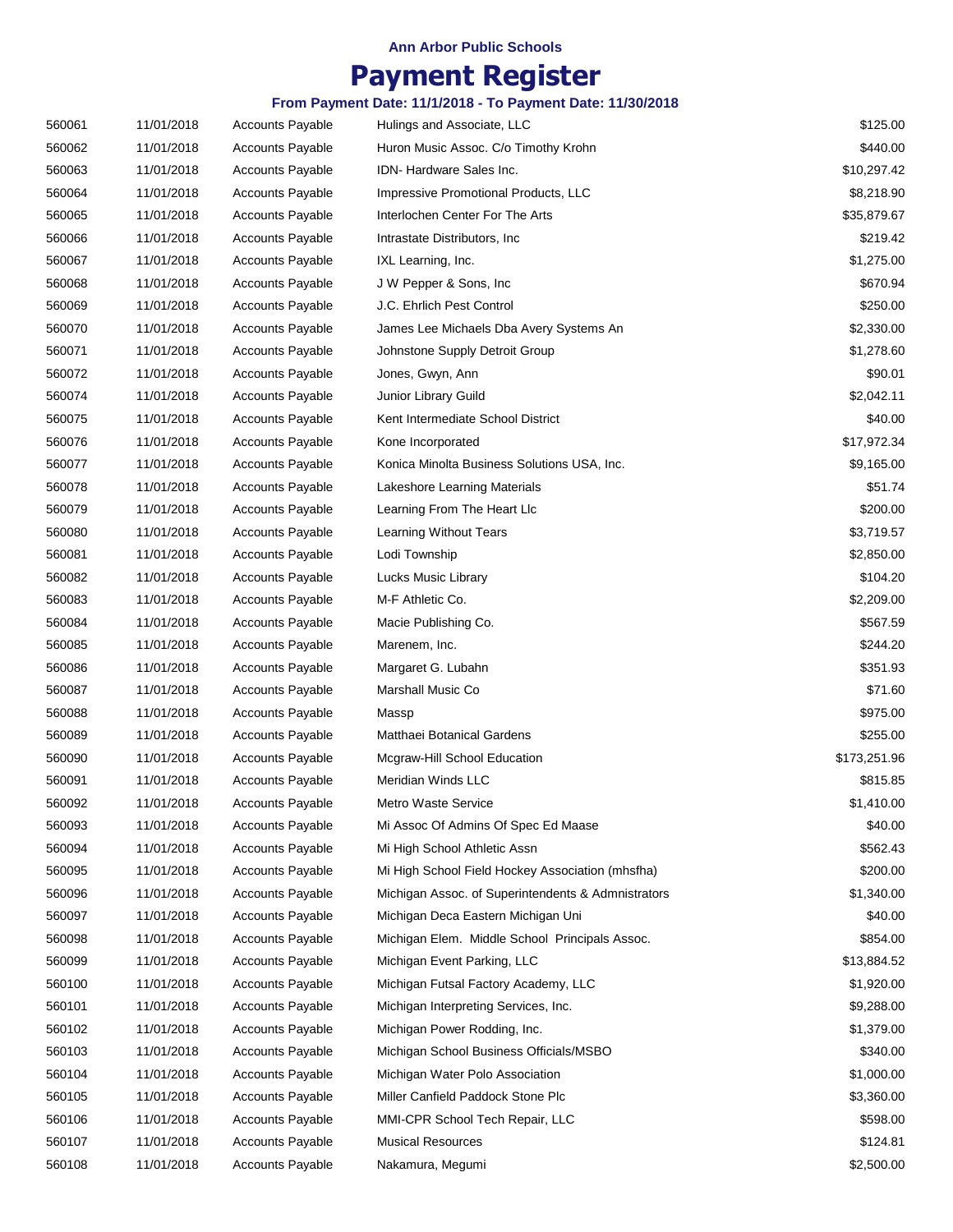**Ann Arbor Public Schools**

# Payment Register

**From Payment Date: 11/1/2018 - To Payment Date: 11/30/2018**

| | | | | |
|---|---|---|---|---|
| 560061 | 11/01/2018 | Accounts Payable | Hulings and Associate, LLC | $125.00 |
| 560062 | 11/01/2018 | Accounts Payable | Huron Music Assoc. C/o Timothy Krohn | $440.00 |
| 560063 | 11/01/2018 | Accounts Payable | IDN- Hardware Sales Inc. | $10,297.42 |
| 560064 | 11/01/2018 | Accounts Payable | Impressive Promotional Products, LLC | $8,218.90 |
| 560065 | 11/01/2018 | Accounts Payable | Interlochen Center For The Arts | $35,879.67 |
| 560066 | 11/01/2018 | Accounts Payable | Intrastate Distributors, Inc | $219.42 |
| 560067 | 11/01/2018 | Accounts Payable | IXL Learning, Inc. | $1,275.00 |
| 560068 | 11/01/2018 | Accounts Payable | J W Pepper & Sons, Inc | $670.94 |
| 560069 | 11/01/2018 | Accounts Payable | J.C. Ehrlich Pest Control | $250.00 |
| 560070 | 11/01/2018 | Accounts Payable | James Lee Michaels Dba Avery Systems An | $2,330.00 |
| 560071 | 11/01/2018 | Accounts Payable | Johnstone Supply Detroit Group | $1,278.60 |
| 560072 | 11/01/2018 | Accounts Payable | Jones, Gwyn, Ann | $90.01 |
| 560074 | 11/01/2018 | Accounts Payable | Junior Library Guild | $2,042.11 |
| 560075 | 11/01/2018 | Accounts Payable | Kent Intermediate School District | $40.00 |
| 560076 | 11/01/2018 | Accounts Payable | Kone Incorporated | $17,972.34 |
| 560077 | 11/01/2018 | Accounts Payable | Konica Minolta Business Solutions USA, Inc. | $9,165.00 |
| 560078 | 11/01/2018 | Accounts Payable | Lakeshore Learning Materials | $51.74 |
| 560079 | 11/01/2018 | Accounts Payable | Learning From The Heart Llc | $200.00 |
| 560080 | 11/01/2018 | Accounts Payable | Learning Without Tears | $3,719.57 |
| 560081 | 11/01/2018 | Accounts Payable | Lodi Township | $2,850.00 |
| 560082 | 11/01/2018 | Accounts Payable | Lucks Music Library | $104.20 |
| 560083 | 11/01/2018 | Accounts Payable | M-F Athletic Co. | $2,209.00 |
| 560084 | 11/01/2018 | Accounts Payable | Macie Publishing Co. | $567.59 |
| 560085 | 11/01/2018 | Accounts Payable | Marenem, Inc. | $244.20 |
| 560086 | 11/01/2018 | Accounts Payable | Margaret G. Lubahn | $351.93 |
| 560087 | 11/01/2018 | Accounts Payable | Marshall Music Co | $71.60 |
| 560088 | 11/01/2018 | Accounts Payable | Massp | $975.00 |
| 560089 | 11/01/2018 | Accounts Payable | Matthaei Botanical Gardens | $255.00 |
| 560090 | 11/01/2018 | Accounts Payable | Mcgraw-Hill School Education | $173,251.96 |
| 560091 | 11/01/2018 | Accounts Payable | Meridian Winds LLC | $815.85 |
| 560092 | 11/01/2018 | Accounts Payable | Metro Waste Service | $1,410.00 |
| 560093 | 11/01/2018 | Accounts Payable | Mi Assoc Of Admins Of Spec Ed Maase | $40.00 |
| 560094 | 11/01/2018 | Accounts Payable | Mi High School Athletic Assn | $562.43 |
| 560095 | 11/01/2018 | Accounts Payable | Mi High School Field Hockey Association (mhsfha) | $200.00 |
| 560096 | 11/01/2018 | Accounts Payable | Michigan Assoc. of Superintendents & Admnistrators | $1,340.00 |
| 560097 | 11/01/2018 | Accounts Payable | Michigan Deca Eastern Michigan Uni | $40.00 |
| 560098 | 11/01/2018 | Accounts Payable | Michigan Elem. Middle School Principals Assoc. | $854.00 |
| 560099 | 11/01/2018 | Accounts Payable | Michigan Event Parking, LLC | $13,884.52 |
| 560100 | 11/01/2018 | Accounts Payable | Michigan Futsal Factory Academy, LLC | $1,920.00 |
| 560101 | 11/01/2018 | Accounts Payable | Michigan Interpreting Services, Inc. | $9,288.00 |
| 560102 | 11/01/2018 | Accounts Payable | Michigan Power Rodding, Inc. | $1,379.00 |
| 560103 | 11/01/2018 | Accounts Payable | Michigan School Business Officials/MSBO | $340.00 |
| 560104 | 11/01/2018 | Accounts Payable | Michigan Water Polo Association | $1,000.00 |
| 560105 | 11/01/2018 | Accounts Payable | Miller Canfield Paddock Stone Plc | $3,360.00 |
| 560106 | 11/01/2018 | Accounts Payable | MMI-CPR School Tech Repair, LLC | $598.00 |
| 560107 | 11/01/2018 | Accounts Payable | Musical Resources | $124.81 |
| 560108 | 11/01/2018 | Accounts Payable | Nakamura, Megumi | $2,500.00 |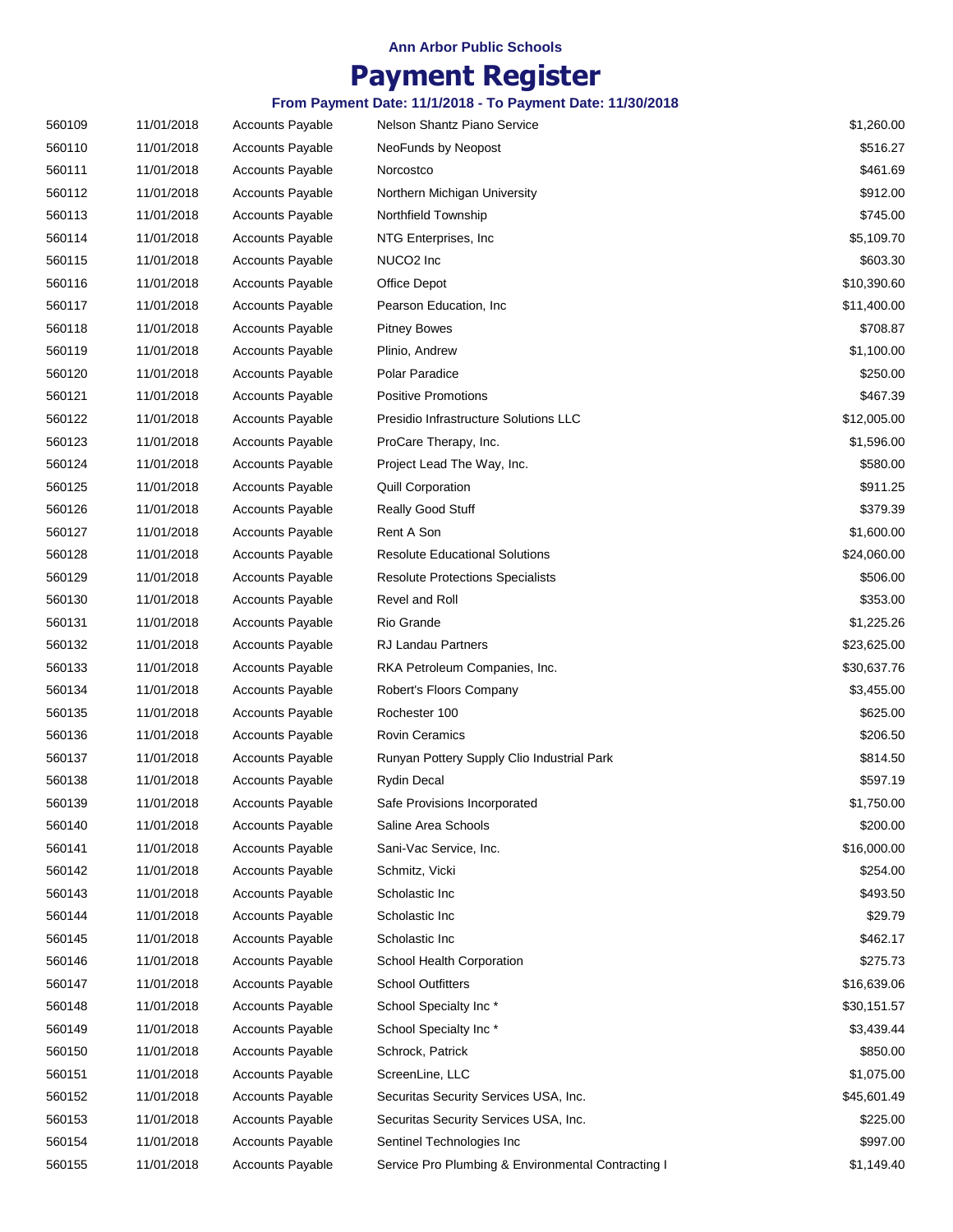**Ann Arbor Public Schools**

# Payment Register

**From Payment Date: 11/1/2018 - To Payment Date: 11/30/2018**

| | | | | |
|---|---|---|---|---|
| 560109 | 11/01/2018 | Accounts Payable | Nelson Shantz Piano Service | $1,260.00 |
| 560110 | 11/01/2018 | Accounts Payable | NeoFunds by Neopost | $516.27 |
| 560111 | 11/01/2018 | Accounts Payable | Norcostco | $461.69 |
| 560112 | 11/01/2018 | Accounts Payable | Northern Michigan University | $912.00 |
| 560113 | 11/01/2018 | Accounts Payable | Northfield Township | $745.00 |
| 560114 | 11/01/2018 | Accounts Payable | NTG Enterprises, Inc | $5,109.70 |
| 560115 | 11/01/2018 | Accounts Payable | NUCO2 Inc | $603.30 |
| 560116 | 11/01/2018 | Accounts Payable | Office Depot | $10,390.60 |
| 560117 | 11/01/2018 | Accounts Payable | Pearson Education, Inc | $11,400.00 |
| 560118 | 11/01/2018 | Accounts Payable | Pitney Bowes | $708.87 |
| 560119 | 11/01/2018 | Accounts Payable | Plinio, Andrew | $1,100.00 |
| 560120 | 11/01/2018 | Accounts Payable | Polar Paradice | $250.00 |
| 560121 | 11/01/2018 | Accounts Payable | Positive Promotions | $467.39 |
| 560122 | 11/01/2018 | Accounts Payable | Presidio Infrastructure Solutions LLC | $12,005.00 |
| 560123 | 11/01/2018 | Accounts Payable | ProCare Therapy, Inc. | $1,596.00 |
| 560124 | 11/01/2018 | Accounts Payable | Project Lead The Way, Inc. | $580.00 |
| 560125 | 11/01/2018 | Accounts Payable | Quill Corporation | $911.25 |
| 560126 | 11/01/2018 | Accounts Payable | Really Good Stuff | $379.39 |
| 560127 | 11/01/2018 | Accounts Payable | Rent A Son | $1,600.00 |
| 560128 | 11/01/2018 | Accounts Payable | Resolute Educational Solutions | $24,060.00 |
| 560129 | 11/01/2018 | Accounts Payable | Resolute Protections Specialists | $506.00 |
| 560130 | 11/01/2018 | Accounts Payable | Revel and Roll | $353.00 |
| 560131 | 11/01/2018 | Accounts Payable | Rio Grande | $1,225.26 |
| 560132 | 11/01/2018 | Accounts Payable | RJ Landau Partners | $23,625.00 |
| 560133 | 11/01/2018 | Accounts Payable | RKA Petroleum Companies, Inc. | $30,637.76 |
| 560134 | 11/01/2018 | Accounts Payable | Robert's Floors Company | $3,455.00 |
| 560135 | 11/01/2018 | Accounts Payable | Rochester 100 | $625.00 |
| 560136 | 11/01/2018 | Accounts Payable | Rovin Ceramics | $206.50 |
| 560137 | 11/01/2018 | Accounts Payable | Runyan Pottery Supply Clio Industrial Park | $814.50 |
| 560138 | 11/01/2018 | Accounts Payable | Rydin Decal | $597.19 |
| 560139 | 11/01/2018 | Accounts Payable | Safe Provisions Incorporated | $1,750.00 |
| 560140 | 11/01/2018 | Accounts Payable | Saline Area Schools | $200.00 |
| 560141 | 11/01/2018 | Accounts Payable | Sani-Vac Service, Inc. | $16,000.00 |
| 560142 | 11/01/2018 | Accounts Payable | Schmitz, Vicki | $254.00 |
| 560143 | 11/01/2018 | Accounts Payable | Scholastic Inc | $493.50 |
| 560144 | 11/01/2018 | Accounts Payable | Scholastic Inc | $29.79 |
| 560145 | 11/01/2018 | Accounts Payable | Scholastic Inc | $462.17 |
| 560146 | 11/01/2018 | Accounts Payable | School Health Corporation | $275.73 |
| 560147 | 11/01/2018 | Accounts Payable | School Outfitters | $16,639.06 |
| 560148 | 11/01/2018 | Accounts Payable | School Specialty Inc * | $30,151.57 |
| 560149 | 11/01/2018 | Accounts Payable | School Specialty Inc * | $3,439.44 |
| 560150 | 11/01/2018 | Accounts Payable | Schrock, Patrick | $850.00 |
| 560151 | 11/01/2018 | Accounts Payable | ScreenLine, LLC | $1,075.00 |
| 560152 | 11/01/2018 | Accounts Payable | Securitas Security Services USA, Inc. | $45,601.49 |
| 560153 | 11/01/2018 | Accounts Payable | Securitas Security Services USA, Inc. | $225.00 |
| 560154 | 11/01/2018 | Accounts Payable | Sentinel Technologies Inc | $997.00 |
| 560155 | 11/01/2018 | Accounts Payable | Service Pro Plumbing & Environmental Contracting I | $1,149.40 |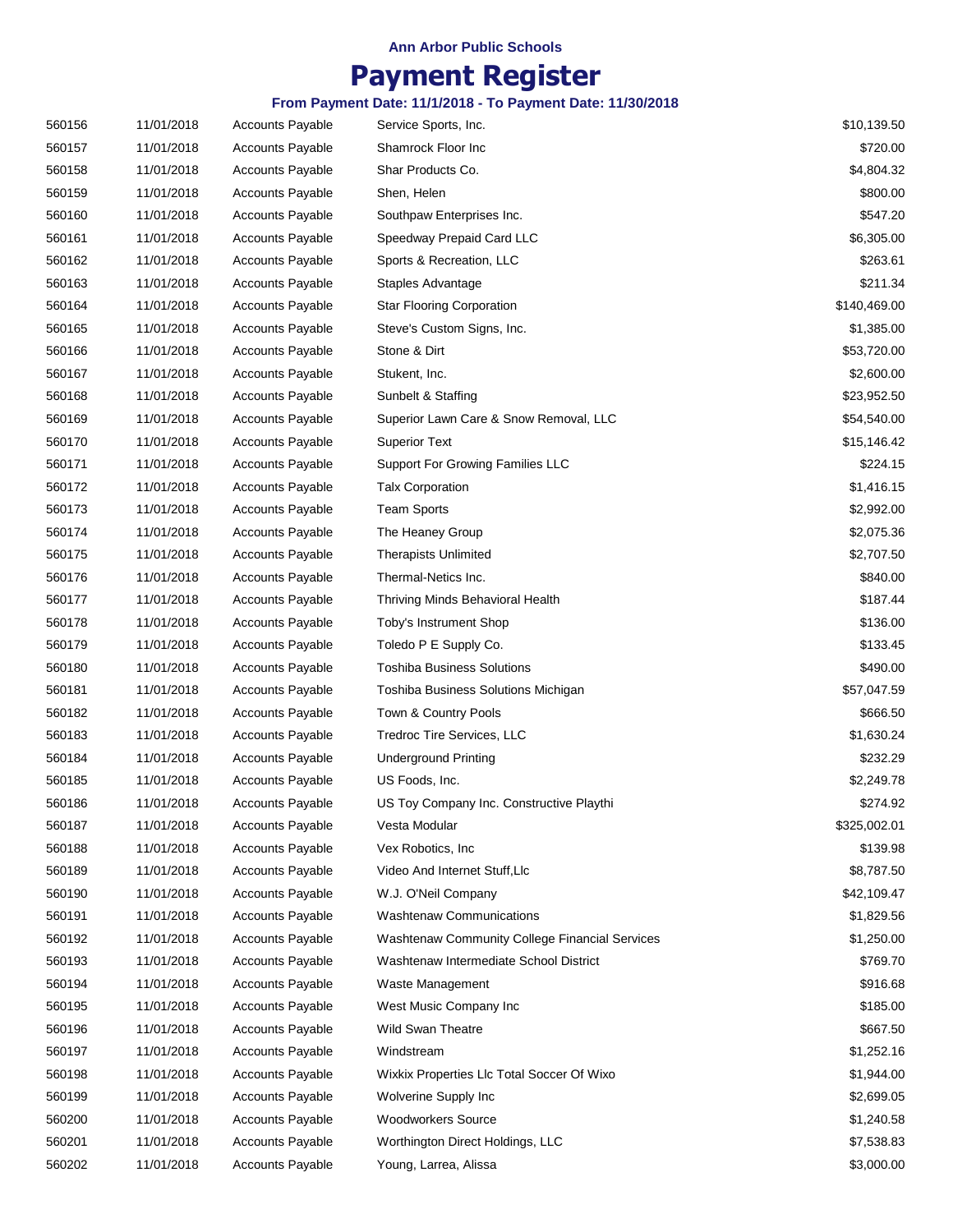Ann Arbor Public Schools

# Payment Register

**From Payment Date: 11/1/2018 - To Payment Date: 11/30/2018**

| | | | | |
|---|---|---|---|---|
| 560156 | 11/01/2018 | Accounts Payable | Service Sports, Inc. | $10,139.50 |
| 560157 | 11/01/2018 | Accounts Payable | Shamrock Floor Inc | $720.00 |
| 560158 | 11/01/2018 | Accounts Payable | Shar Products Co. | $4,804.32 |
| 560159 | 11/01/2018 | Accounts Payable | Shen, Helen | $800.00 |
| 560160 | 11/01/2018 | Accounts Payable | Southpaw Enterprises Inc. | $547.20 |
| 560161 | 11/01/2018 | Accounts Payable | Speedway Prepaid Card LLC | $6,305.00 |
| 560162 | 11/01/2018 | Accounts Payable | Sports & Recreation, LLC | $263.61 |
| 560163 | 11/01/2018 | Accounts Payable | Staples Advantage | $211.34 |
| 560164 | 11/01/2018 | Accounts Payable | Star Flooring Corporation | $140,469.00 |
| 560165 | 11/01/2018 | Accounts Payable | Steve's Custom Signs, Inc. | $1,385.00 |
| 560166 | 11/01/2018 | Accounts Payable | Stone & Dirt | $53,720.00 |
| 560167 | 11/01/2018 | Accounts Payable | Stukent, Inc. | $2,600.00 |
| 560168 | 11/01/2018 | Accounts Payable | Sunbelt & Staffing | $23,952.50 |
| 560169 | 11/01/2018 | Accounts Payable | Superior Lawn Care & Snow Removal, LLC | $54,540.00 |
| 560170 | 11/01/2018 | Accounts Payable | Superior Text | $15,146.42 |
| 560171 | 11/01/2018 | Accounts Payable | Support For Growing Families LLC | $224.15 |
| 560172 | 11/01/2018 | Accounts Payable | Talx Corporation | $1,416.15 |
| 560173 | 11/01/2018 | Accounts Payable | Team Sports | $2,992.00 |
| 560174 | 11/01/2018 | Accounts Payable | The Heaney Group | $2,075.36 |
| 560175 | 11/01/2018 | Accounts Payable | Therapists Unlimited | $2,707.50 |
| 560176 | 11/01/2018 | Accounts Payable | Thermal-Netics Inc. | $840.00 |
| 560177 | 11/01/2018 | Accounts Payable | Thriving Minds Behavioral Health | $187.44 |
| 560178 | 11/01/2018 | Accounts Payable | Toby's Instrument Shop | $136.00 |
| 560179 | 11/01/2018 | Accounts Payable | Toledo P E Supply Co. | $133.45 |
| 560180 | 11/01/2018 | Accounts Payable | Toshiba Business Solutions | $490.00 |
| 560181 | 11/01/2018 | Accounts Payable | Toshiba Business Solutions Michigan | $57,047.59 |
| 560182 | 11/01/2018 | Accounts Payable | Town & Country Pools | $666.50 |
| 560183 | 11/01/2018 | Accounts Payable | Tredroc Tire Services, LLC | $1,630.24 |
| 560184 | 11/01/2018 | Accounts Payable | Underground Printing | $232.29 |
| 560185 | 11/01/2018 | Accounts Payable | US Foods, Inc. | $2,249.78 |
| 560186 | 11/01/2018 | Accounts Payable | US Toy Company Inc. Constructive Playthi | $274.92 |
| 560187 | 11/01/2018 | Accounts Payable | Vesta Modular | $325,002.01 |
| 560188 | 11/01/2018 | Accounts Payable | Vex Robotics, Inc | $139.98 |
| 560189 | 11/01/2018 | Accounts Payable | Video And Internet Stuff,Llc | $8,787.50 |
| 560190 | 11/01/2018 | Accounts Payable | W.J. O'Neil Company | $42,109.47 |
| 560191 | 11/01/2018 | Accounts Payable | Washtenaw Communications | $1,829.56 |
| 560192 | 11/01/2018 | Accounts Payable | Washtenaw Community College Financial Services | $1,250.00 |
| 560193 | 11/01/2018 | Accounts Payable | Washtenaw Intermediate School District | $769.70 |
| 560194 | 11/01/2018 | Accounts Payable | Waste Management | $916.68 |
| 560195 | 11/01/2018 | Accounts Payable | West Music Company Inc | $185.00 |
| 560196 | 11/01/2018 | Accounts Payable | Wild Swan Theatre | $667.50 |
| 560197 | 11/01/2018 | Accounts Payable | Windstream | $1,252.16 |
| 560198 | 11/01/2018 | Accounts Payable | Wixkix Properties Llc Total Soccer Of Wixo | $1,944.00 |
| 560199 | 11/01/2018 | Accounts Payable | Wolverine Supply Inc | $2,699.05 |
| 560200 | 11/01/2018 | Accounts Payable | Woodworkers Source | $1,240.58 |
| 560201 | 11/01/2018 | Accounts Payable | Worthington Direct Holdings, LLC | $7,538.83 |
| 560202 | 11/01/2018 | Accounts Payable | Young, Larrea, Alissa | $3,000.00 |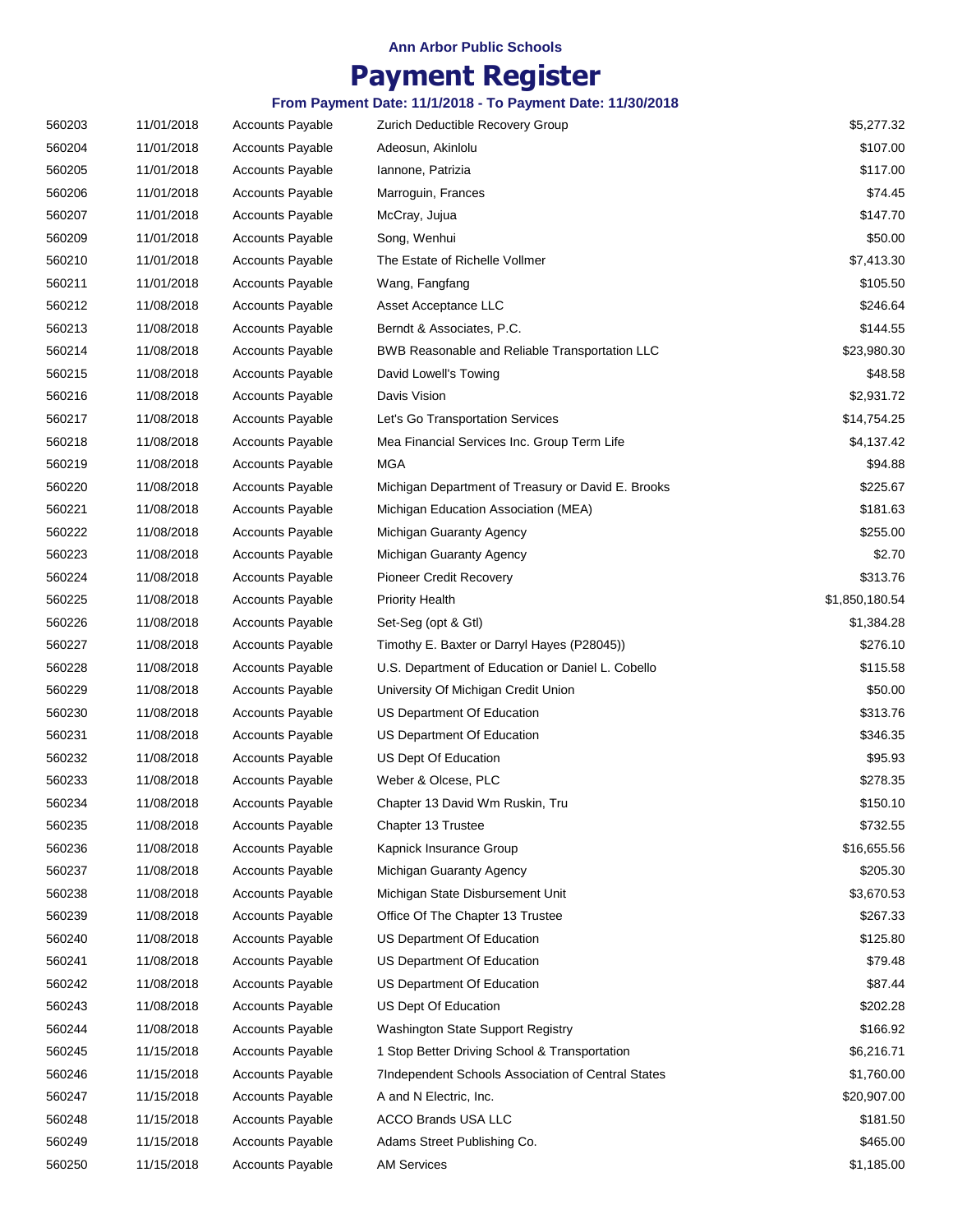Ann Arbor Public Schools

# Payment Register

### From Payment Date: 11/1/2018 - To Payment Date: 11/30/2018

| | | | | |
|---|---|---|---|---|
| 560203 | 11/01/2018 | Accounts Payable | Zurich Deductible Recovery Group | $5,277.32 |
| 560204 | 11/01/2018 | Accounts Payable | Adeosun, Akinlolu | $107.00 |
| 560205 | 11/01/2018 | Accounts Payable | Iannone, Patrizia | $117.00 |
| 560206 | 11/01/2018 | Accounts Payable | Marroguin, Frances | $74.45 |
| 560207 | 11/01/2018 | Accounts Payable | McCray, Jujua | $147.70 |
| 560209 | 11/01/2018 | Accounts Payable | Song, Wenhui | $50.00 |
| 560210 | 11/01/2018 | Accounts Payable | The Estate of Richelle Vollmer | $7,413.30 |
| 560211 | 11/01/2018 | Accounts Payable | Wang, Fangfang | $105.50 |
| 560212 | 11/08/2018 | Accounts Payable | Asset Acceptance LLC | $246.64 |
| 560213 | 11/08/2018 | Accounts Payable | Berndt & Associates, P.C. | $144.55 |
| 560214 | 11/08/2018 | Accounts Payable | BWB Reasonable and Reliable Transportation LLC | $23,980.30 |
| 560215 | 11/08/2018 | Accounts Payable | David Lowell's Towing | $48.58 |
| 560216 | 11/08/2018 | Accounts Payable | Davis Vision | $2,931.72 |
| 560217 | 11/08/2018 | Accounts Payable | Let's Go Transportation Services | $14,754.25 |
| 560218 | 11/08/2018 | Accounts Payable | Mea Financial Services Inc. Group Term Life | $4,137.42 |
| 560219 | 11/08/2018 | Accounts Payable | MGA | $94.88 |
| 560220 | 11/08/2018 | Accounts Payable | Michigan Department of Treasury or David E. Brooks | $225.67 |
| 560221 | 11/08/2018 | Accounts Payable | Michigan Education Association (MEA) | $181.63 |
| 560222 | 11/08/2018 | Accounts Payable | Michigan Guaranty Agency | $255.00 |
| 560223 | 11/08/2018 | Accounts Payable | Michigan Guaranty Agency | $2.70 |
| 560224 | 11/08/2018 | Accounts Payable | Pioneer Credit Recovery | $313.76 |
| 560225 | 11/08/2018 | Accounts Payable | Priority Health | $1,850,180.54 |
| 560226 | 11/08/2018 | Accounts Payable | Set-Seg (opt & Gtl) | $1,384.28 |
| 560227 | 11/08/2018 | Accounts Payable | Timothy E. Baxter or Darryl Hayes (P28045)) | $276.10 |
| 560228 | 11/08/2018 | Accounts Payable | U.S. Department of Education or Daniel L. Cobello | $115.58 |
| 560229 | 11/08/2018 | Accounts Payable | University Of Michigan Credit Union | $50.00 |
| 560230 | 11/08/2018 | Accounts Payable | US Department Of Education | $313.76 |
| 560231 | 11/08/2018 | Accounts Payable | US Department Of Education | $346.35 |
| 560232 | 11/08/2018 | Accounts Payable | US Dept Of Education | $95.93 |
| 560233 | 11/08/2018 | Accounts Payable | Weber & Olcese, PLC | $278.35 |
| 560234 | 11/08/2018 | Accounts Payable | Chapter 13 David Wm Ruskin, Tru | $150.10 |
| 560235 | 11/08/2018 | Accounts Payable | Chapter 13 Trustee | $732.55 |
| 560236 | 11/08/2018 | Accounts Payable | Kapnick Insurance Group | $16,655.56 |
| 560237 | 11/08/2018 | Accounts Payable | Michigan Guaranty Agency | $205.30 |
| 560238 | 11/08/2018 | Accounts Payable | Michigan State Disbursement Unit | $3,670.53 |
| 560239 | 11/08/2018 | Accounts Payable | Office Of The Chapter 13 Trustee | $267.33 |
| 560240 | 11/08/2018 | Accounts Payable | US Department Of Education | $125.80 |
| 560241 | 11/08/2018 | Accounts Payable | US Department Of Education | $79.48 |
| 560242 | 11/08/2018 | Accounts Payable | US Department Of Education | $87.44 |
| 560243 | 11/08/2018 | Accounts Payable | US Dept Of Education | $202.28 |
| 560244 | 11/08/2018 | Accounts Payable | Washington State Support Registry | $166.92 |
| 560245 | 11/15/2018 | Accounts Payable | 1 Stop Better Driving School & Transportation | $6,216.71 |
| 560246 | 11/15/2018 | Accounts Payable | 7Independent Schools Association of Central States | $1,760.00 |
| 560247 | 11/15/2018 | Accounts Payable | A and N Electric, Inc. | $20,907.00 |
| 560248 | 11/15/2018 | Accounts Payable | ACCO Brands USA LLC | $181.50 |
| 560249 | 11/15/2018 | Accounts Payable | Adams Street Publishing Co. | $465.00 |
| 560250 | 11/15/2018 | Accounts Payable | AM Services | $1,185.00 |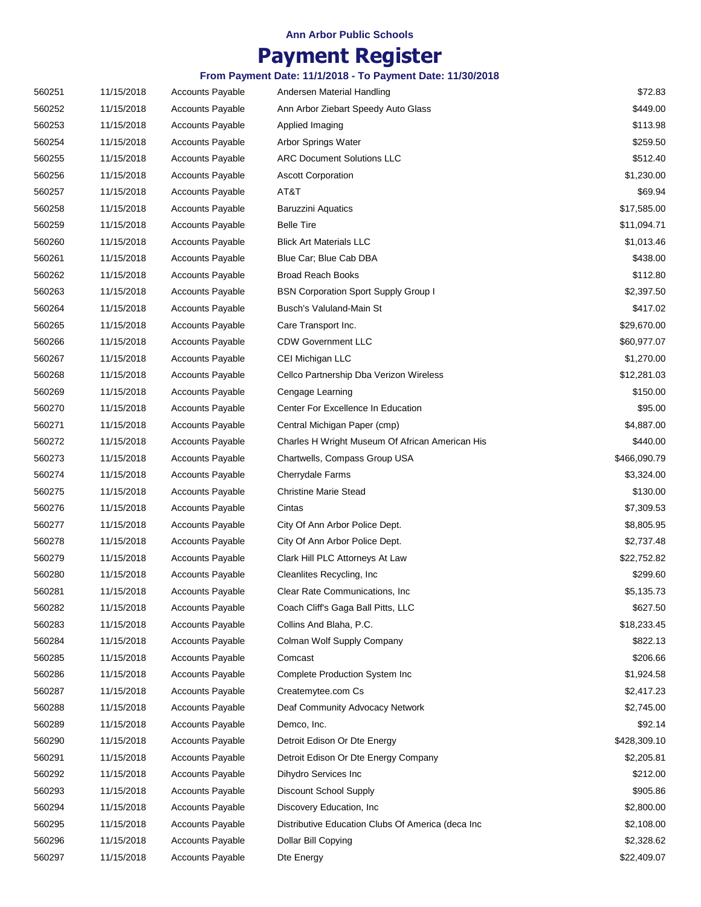**Ann Arbor Public Schools**

# Payment Register

**From Payment Date: 11/1/2018 - To Payment Date: 11/30/2018**

| | | | | |
|---|---|---|---|---|
| 560251 | 11/15/2018 | Accounts Payable | Andersen Material Handling | $72.83 |
| 560252 | 11/15/2018 | Accounts Payable | Ann Arbor Ziebart Speedy Auto Glass | $449.00 |
| 560253 | 11/15/2018 | Accounts Payable | Applied Imaging | $113.98 |
| 560254 | 11/15/2018 | Accounts Payable | Arbor Springs Water | $259.50 |
| 560255 | 11/15/2018 | Accounts Payable | ARC Document Solutions LLC | $512.40 |
| 560256 | 11/15/2018 | Accounts Payable | Ascott Corporation | $1,230.00 |
| 560257 | 11/15/2018 | Accounts Payable | AT&T | $69.94 |
| 560258 | 11/15/2018 | Accounts Payable | Baruzzini Aquatics | $17,585.00 |
| 560259 | 11/15/2018 | Accounts Payable | Belle Tire | $11,094.71 |
| 560260 | 11/15/2018 | Accounts Payable | Blick Art Materials LLC | $1,013.46 |
| 560261 | 11/15/2018 | Accounts Payable | Blue Car; Blue Cab DBA | $438.00 |
| 560262 | 11/15/2018 | Accounts Payable | Broad Reach Books | $112.80 |
| 560263 | 11/15/2018 | Accounts Payable | BSN Corporation Sport Supply Group I | $2,397.50 |
| 560264 | 11/15/2018 | Accounts Payable | Busch's Valuland-Main St | $417.02 |
| 560265 | 11/15/2018 | Accounts Payable | Care Transport Inc. | $29,670.00 |
| 560266 | 11/15/2018 | Accounts Payable | CDW Government LLC | $60,977.07 |
| 560267 | 11/15/2018 | Accounts Payable | CEI Michigan LLC | $1,270.00 |
| 560268 | 11/15/2018 | Accounts Payable | Cellco Partnership Dba Verizon Wireless | $12,281.03 |
| 560269 | 11/15/2018 | Accounts Payable | Cengage Learning | $150.00 |
| 560270 | 11/15/2018 | Accounts Payable | Center For Excellence In Education | $95.00 |
| 560271 | 11/15/2018 | Accounts Payable | Central Michigan Paper (cmp) | $4,887.00 |
| 560272 | 11/15/2018 | Accounts Payable | Charles H Wright Museum Of African American His | $440.00 |
| 560273 | 11/15/2018 | Accounts Payable | Chartwells, Compass Group USA | $466,090.79 |
| 560274 | 11/15/2018 | Accounts Payable | Cherrydale Farms | $3,324.00 |
| 560275 | 11/15/2018 | Accounts Payable | Christine Marie Stead | $130.00 |
| 560276 | 11/15/2018 | Accounts Payable | Cintas | $7,309.53 |
| 560277 | 11/15/2018 | Accounts Payable | City Of Ann Arbor Police Dept. | $8,805.95 |
| 560278 | 11/15/2018 | Accounts Payable | City Of Ann Arbor Police Dept. | $2,737.48 |
| 560279 | 11/15/2018 | Accounts Payable | Clark Hill PLC Attorneys At Law | $22,752.82 |
| 560280 | 11/15/2018 | Accounts Payable | Cleanlites Recycling, Inc | $299.60 |
| 560281 | 11/15/2018 | Accounts Payable | Clear Rate Communications, Inc | $5,135.73 |
| 560282 | 11/15/2018 | Accounts Payable | Coach Cliff's Gaga Ball Pitts, LLC | $627.50 |
| 560283 | 11/15/2018 | Accounts Payable | Collins And Blaha, P.C. | $18,233.45 |
| 560284 | 11/15/2018 | Accounts Payable | Colman Wolf Supply Company | $822.13 |
| 560285 | 11/15/2018 | Accounts Payable | Comcast | $206.66 |
| 560286 | 11/15/2018 | Accounts Payable | Complete Production System Inc | $1,924.58 |
| 560287 | 11/15/2018 | Accounts Payable | Createmytee.com Cs | $2,417.23 |
| 560288 | 11/15/2018 | Accounts Payable | Deaf Community Advocacy Network | $2,745.00 |
| 560289 | 11/15/2018 | Accounts Payable | Demco, Inc. | $92.14 |
| 560290 | 11/15/2018 | Accounts Payable | Detroit Edison Or Dte Energy | $428,309.10 |
| 560291 | 11/15/2018 | Accounts Payable | Detroit Edison Or Dte Energy Company | $2,205.81 |
| 560292 | 11/15/2018 | Accounts Payable | Dihydro Services Inc | $212.00 |
| 560293 | 11/15/2018 | Accounts Payable | Discount School Supply | $905.86 |
| 560294 | 11/15/2018 | Accounts Payable | Discovery Education, Inc | $2,800.00 |
| 560295 | 11/15/2018 | Accounts Payable | Distributive Education Clubs Of America (deca Inc | $2,108.00 |
| 560296 | 11/15/2018 | Accounts Payable | Dollar Bill Copying | $2,328.62 |
| 560297 | 11/15/2018 | Accounts Payable | Dte Energy | $22,409.07 |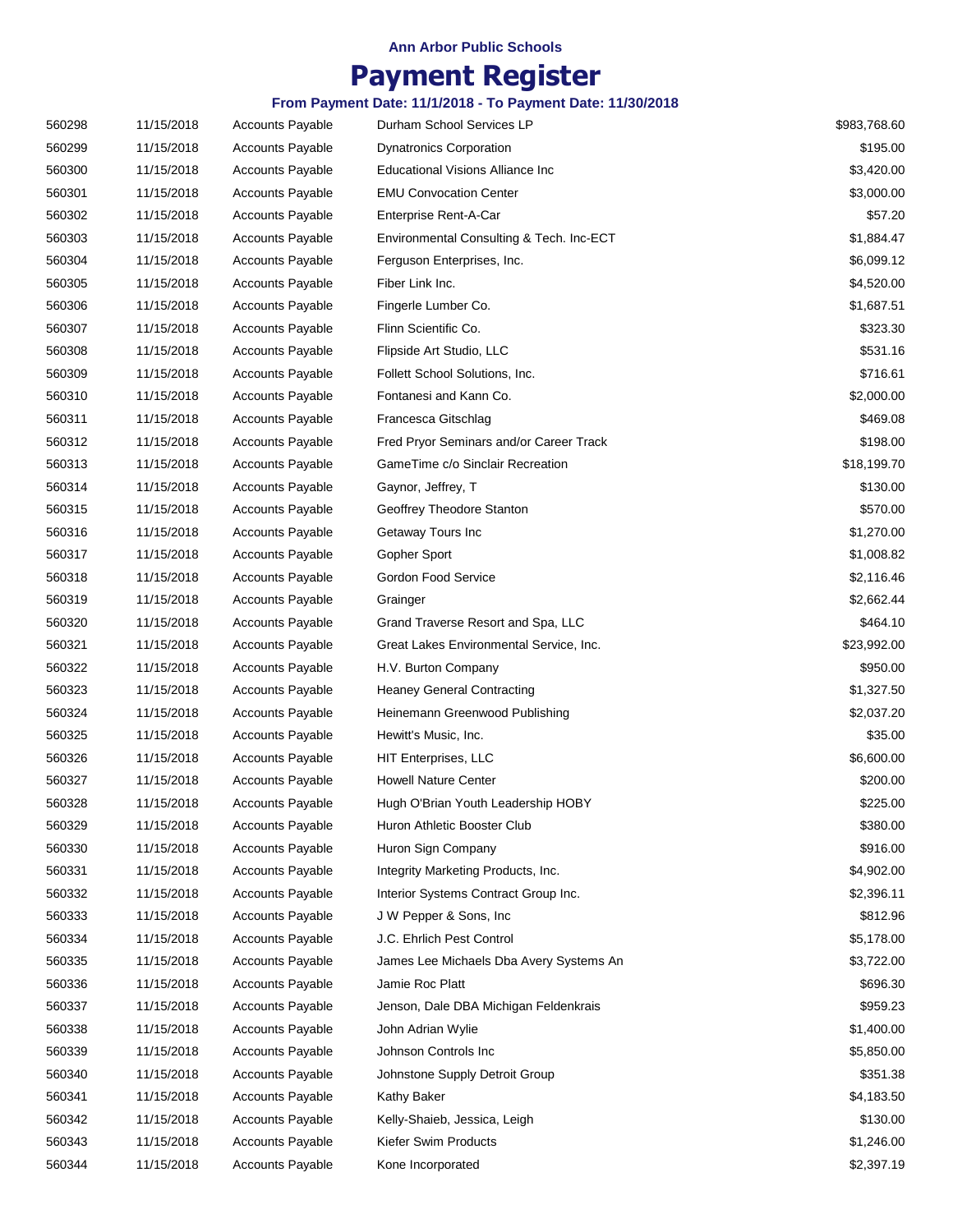Ann Arbor Public Schools

# Payment Register

**From Payment Date: 11/1/2018 - To Payment Date: 11/30/2018**

| | | | | |
|---|---|---|---|---|
| 560298 | 11/15/2018 | Accounts Payable | Durham School Services LP | $983,768.60 |
| 560299 | 11/15/2018 | Accounts Payable | Dynatronics Corporation | $195.00 |
| 560300 | 11/15/2018 | Accounts Payable | Educational Visions Alliance Inc | $3,420.00 |
| 560301 | 11/15/2018 | Accounts Payable | EMU Convocation Center | $3,000.00 |
| 560302 | 11/15/2018 | Accounts Payable | Enterprise Rent-A-Car | $57.20 |
| 560303 | 11/15/2018 | Accounts Payable | Environmental Consulting & Tech. Inc-ECT | $1,884.47 |
| 560304 | 11/15/2018 | Accounts Payable | Ferguson Enterprises, Inc. | $6,099.12 |
| 560305 | 11/15/2018 | Accounts Payable | Fiber Link Inc. | $4,520.00 |
| 560306 | 11/15/2018 | Accounts Payable | Fingerle Lumber Co. | $1,687.51 |
| 560307 | 11/15/2018 | Accounts Payable | Flinn Scientific Co. | $323.30 |
| 560308 | 11/15/2018 | Accounts Payable | Flipside Art Studio, LLC | $531.16 |
| 560309 | 11/15/2018 | Accounts Payable | Follett School Solutions, Inc. | $716.61 |
| 560310 | 11/15/2018 | Accounts Payable | Fontanesi and Kann Co. | $2,000.00 |
| 560311 | 11/15/2018 | Accounts Payable | Francesca Gitschlag | $469.08 |
| 560312 | 11/15/2018 | Accounts Payable | Fred Pryor Seminars and/or Career Track | $198.00 |
| 560313 | 11/15/2018 | Accounts Payable | GameTime c/o Sinclair Recreation | $18,199.70 |
| 560314 | 11/15/2018 | Accounts Payable | Gaynor, Jeffrey, T | $130.00 |
| 560315 | 11/15/2018 | Accounts Payable | Geoffrey Theodore Stanton | $570.00 |
| 560316 | 11/15/2018 | Accounts Payable | Getaway Tours Inc | $1,270.00 |
| 560317 | 11/15/2018 | Accounts Payable | Gopher Sport | $1,008.82 |
| 560318 | 11/15/2018 | Accounts Payable | Gordon Food Service | $2,116.46 |
| 560319 | 11/15/2018 | Accounts Payable | Grainger | $2,662.44 |
| 560320 | 11/15/2018 | Accounts Payable | Grand Traverse Resort and Spa, LLC | $464.10 |
| 560321 | 11/15/2018 | Accounts Payable | Great Lakes Environmental Service, Inc. | $23,992.00 |
| 560322 | 11/15/2018 | Accounts Payable | H.V. Burton Company | $950.00 |
| 560323 | 11/15/2018 | Accounts Payable | Heaney General Contracting | $1,327.50 |
| 560324 | 11/15/2018 | Accounts Payable | Heinemann Greenwood Publishing | $2,037.20 |
| 560325 | 11/15/2018 | Accounts Payable | Hewitt's Music, Inc. | $35.00 |
| 560326 | 11/15/2018 | Accounts Payable | HIT Enterprises, LLC | $6,600.00 |
| 560327 | 11/15/2018 | Accounts Payable | Howell Nature Center | $200.00 |
| 560328 | 11/15/2018 | Accounts Payable | Hugh O'Brian Youth Leadership HOBY | $225.00 |
| 560329 | 11/15/2018 | Accounts Payable | Huron Athletic Booster Club | $380.00 |
| 560330 | 11/15/2018 | Accounts Payable | Huron Sign Company | $916.00 |
| 560331 | 11/15/2018 | Accounts Payable | Integrity Marketing Products, Inc. | $4,902.00 |
| 560332 | 11/15/2018 | Accounts Payable | Interior Systems Contract Group Inc. | $2,396.11 |
| 560333 | 11/15/2018 | Accounts Payable | J W Pepper & Sons, Inc | $812.96 |
| 560334 | 11/15/2018 | Accounts Payable | J.C. Ehrlich Pest Control | $5,178.00 |
| 560335 | 11/15/2018 | Accounts Payable | James Lee Michaels Dba Avery Systems An | $3,722.00 |
| 560336 | 11/15/2018 | Accounts Payable | Jamie Roc Platt | $696.30 |
| 560337 | 11/15/2018 | Accounts Payable | Jenson, Dale DBA Michigan Feldenkrais | $959.23 |
| 560338 | 11/15/2018 | Accounts Payable | John Adrian Wylie | $1,400.00 |
| 560339 | 11/15/2018 | Accounts Payable | Johnson Controls Inc | $5,850.00 |
| 560340 | 11/15/2018 | Accounts Payable | Johnstone Supply Detroit Group | $351.38 |
| 560341 | 11/15/2018 | Accounts Payable | Kathy Baker | $4,183.50 |
| 560342 | 11/15/2018 | Accounts Payable | Kelly-Shaieb, Jessica, Leigh | $130.00 |
| 560343 | 11/15/2018 | Accounts Payable | Kiefer Swim Products | $1,246.00 |
| 560344 | 11/15/2018 | Accounts Payable | Kone Incorporated | $2,397.19 |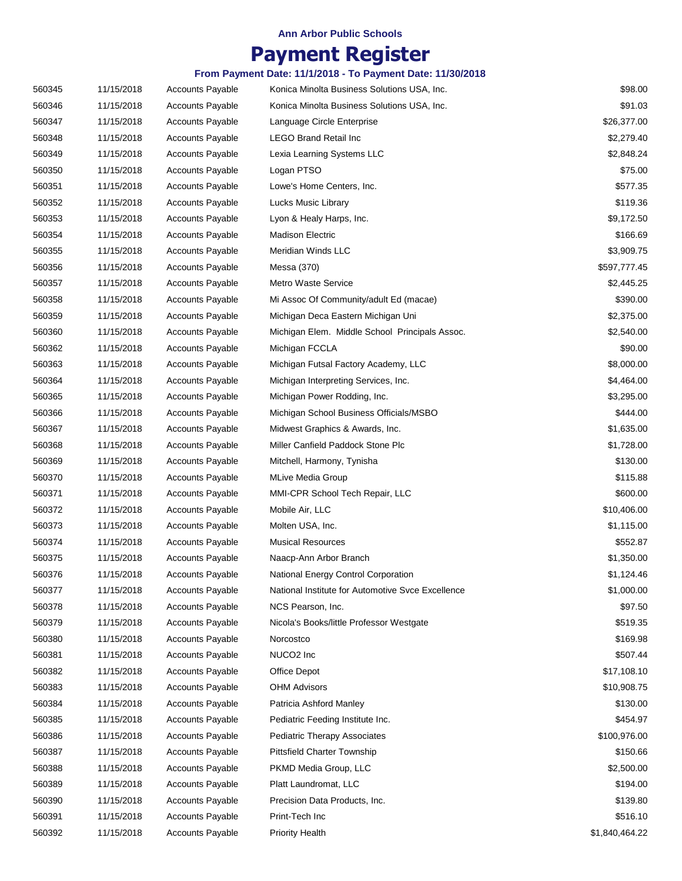**Ann Arbor Public Schools**

# Payment Register

**From Payment Date: 11/1/2018 - To Payment Date: 11/30/2018**

| | | | | |
|---|---|---|---|---|
| 560345 | 11/15/2018 | Accounts Payable | Konica Minolta Business Solutions USA, Inc. | $98.00 |
| 560346 | 11/15/2018 | Accounts Payable | Konica Minolta Business Solutions USA, Inc. | $91.03 |
| 560347 | 11/15/2018 | Accounts Payable | Language Circle Enterprise | $26,377.00 |
| 560348 | 11/15/2018 | Accounts Payable | LEGO Brand Retail Inc | $2,279.40 |
| 560349 | 11/15/2018 | Accounts Payable | Lexia Learning Systems LLC | $2,848.24 |
| 560350 | 11/15/2018 | Accounts Payable | Logan PTSO | $75.00 |
| 560351 | 11/15/2018 | Accounts Payable | Lowe's Home Centers, Inc. | $577.35 |
| 560352 | 11/15/2018 | Accounts Payable | Lucks Music Library | $119.36 |
| 560353 | 11/15/2018 | Accounts Payable | Lyon & Healy Harps, Inc. | $9,172.50 |
| 560354 | 11/15/2018 | Accounts Payable | Madison Electric | $166.69 |
| 560355 | 11/15/2018 | Accounts Payable | Meridian Winds LLC | $3,909.75 |
| 560356 | 11/15/2018 | Accounts Payable | Messa (370) | $597,777.45 |
| 560357 | 11/15/2018 | Accounts Payable | Metro Waste Service | $2,445.25 |
| 560358 | 11/15/2018 | Accounts Payable | Mi Assoc Of Community/adult Ed (macae) | $390.00 |
| 560359 | 11/15/2018 | Accounts Payable | Michigan Deca Eastern Michigan Uni | $2,375.00 |
| 560360 | 11/15/2018 | Accounts Payable | Michigan Elem. Middle School Principals Assoc. | $2,540.00 |
| 560362 | 11/15/2018 | Accounts Payable | Michigan FCCLA | $90.00 |
| 560363 | 11/15/2018 | Accounts Payable | Michigan Futsal Factory Academy, LLC | $8,000.00 |
| 560364 | 11/15/2018 | Accounts Payable | Michigan Interpreting Services, Inc. | $4,464.00 |
| 560365 | 11/15/2018 | Accounts Payable | Michigan Power Rodding, Inc. | $3,295.00 |
| 560366 | 11/15/2018 | Accounts Payable | Michigan School Business Officials/MSBO | $444.00 |
| 560367 | 11/15/2018 | Accounts Payable | Midwest Graphics & Awards, Inc. | $1,635.00 |
| 560368 | 11/15/2018 | Accounts Payable | Miller Canfield Paddock Stone Plc | $1,728.00 |
| 560369 | 11/15/2018 | Accounts Payable | Mitchell, Harmony, Tynisha | $130.00 |
| 560370 | 11/15/2018 | Accounts Payable | MLive Media Group | $115.88 |
| 560371 | 11/15/2018 | Accounts Payable | MMI-CPR School Tech Repair, LLC | $600.00 |
| 560372 | 11/15/2018 | Accounts Payable | Mobile Air, LLC | $10,406.00 |
| 560373 | 11/15/2018 | Accounts Payable | Molten USA, Inc. | $1,115.00 |
| 560374 | 11/15/2018 | Accounts Payable | Musical Resources | $552.87 |
| 560375 | 11/15/2018 | Accounts Payable | Naacp-Ann Arbor Branch | $1,350.00 |
| 560376 | 11/15/2018 | Accounts Payable | National Energy Control Corporation | $1,124.46 |
| 560377 | 11/15/2018 | Accounts Payable | National Institute for Automotive Svce Excellence | $1,000.00 |
| 560378 | 11/15/2018 | Accounts Payable | NCS Pearson, Inc. | $97.50 |
| 560379 | 11/15/2018 | Accounts Payable | Nicola's Books/little Professor Westgate | $519.35 |
| 560380 | 11/15/2018 | Accounts Payable | Norcostco | $169.98 |
| 560381 | 11/15/2018 | Accounts Payable | NUCO2 Inc | $507.44 |
| 560382 | 11/15/2018 | Accounts Payable | Office Depot | $17,108.10 |
| 560383 | 11/15/2018 | Accounts Payable | OHM Advisors | $10,908.75 |
| 560384 | 11/15/2018 | Accounts Payable | Patricia Ashford Manley | $130.00 |
| 560385 | 11/15/2018 | Accounts Payable | Pediatric Feeding Institute Inc. | $454.97 |
| 560386 | 11/15/2018 | Accounts Payable | Pediatric Therapy Associates | $100,976.00 |
| 560387 | 11/15/2018 | Accounts Payable | Pittsfield Charter Township | $150.66 |
| 560388 | 11/15/2018 | Accounts Payable | PKMD Media Group, LLC | $2,500.00 |
| 560389 | 11/15/2018 | Accounts Payable | Platt Laundromat, LLC | $194.00 |
| 560390 | 11/15/2018 | Accounts Payable | Precision Data Products, Inc. | $139.80 |
| 560391 | 11/15/2018 | Accounts Payable | Print-Tech Inc | $516.10 |
| 560392 | 11/15/2018 | Accounts Payable | Priority Health | $1,840,464.22 |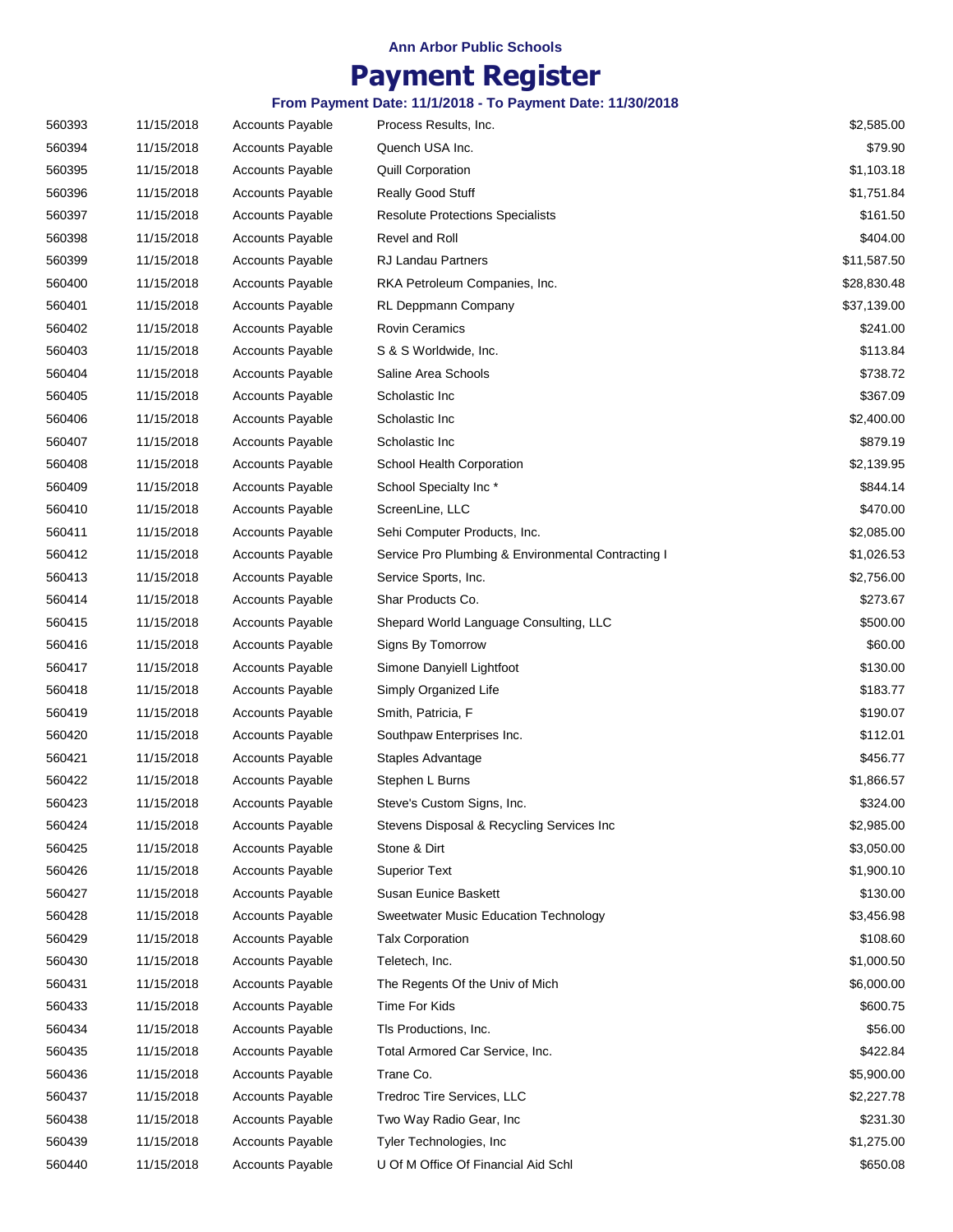Ann Arbor Public Schools

# Payment Register

**From Payment Date: 11/1/2018 - To Payment Date: 11/30/2018**

| | | | | |
|---|---|---|---|---|
| 560393 | 11/15/2018 | Accounts Payable | Process Results, Inc. | $2,585.00 |
| 560394 | 11/15/2018 | Accounts Payable | Quench USA Inc. | $79.90 |
| 560395 | 11/15/2018 | Accounts Payable | Quill Corporation | $1,103.18 |
| 560396 | 11/15/2018 | Accounts Payable | Really Good Stuff | $1,751.84 |
| 560397 | 11/15/2018 | Accounts Payable | Resolute Protections Specialists | $161.50 |
| 560398 | 11/15/2018 | Accounts Payable | Revel and Roll | $404.00 |
| 560399 | 11/15/2018 | Accounts Payable | RJ Landau Partners | $11,587.50 |
| 560400 | 11/15/2018 | Accounts Payable | RKA Petroleum Companies, Inc. | $28,830.48 |
| 560401 | 11/15/2018 | Accounts Payable | RL Deppmann Company | $37,139.00 |
| 560402 | 11/15/2018 | Accounts Payable | Rovin Ceramics | $241.00 |
| 560403 | 11/15/2018 | Accounts Payable | S & S Worldwide, Inc. | $113.84 |
| 560404 | 11/15/2018 | Accounts Payable | Saline Area Schools | $738.72 |
| 560405 | 11/15/2018 | Accounts Payable | Scholastic Inc | $367.09 |
| 560406 | 11/15/2018 | Accounts Payable | Scholastic Inc | $2,400.00 |
| 560407 | 11/15/2018 | Accounts Payable | Scholastic Inc | $879.19 |
| 560408 | 11/15/2018 | Accounts Payable | School Health Corporation | $2,139.95 |
| 560409 | 11/15/2018 | Accounts Payable | School Specialty Inc * | $844.14 |
| 560410 | 11/15/2018 | Accounts Payable | ScreenLine, LLC | $470.00 |
| 560411 | 11/15/2018 | Accounts Payable | Sehi Computer Products, Inc. | $2,085.00 |
| 560412 | 11/15/2018 | Accounts Payable | Service Pro Plumbing & Environmental Contracting I | $1,026.53 |
| 560413 | 11/15/2018 | Accounts Payable | Service Sports, Inc. | $2,756.00 |
| 560414 | 11/15/2018 | Accounts Payable | Shar Products Co. | $273.67 |
| 560415 | 11/15/2018 | Accounts Payable | Shepard World Language Consulting, LLC | $500.00 |
| 560416 | 11/15/2018 | Accounts Payable | Signs By Tomorrow | $60.00 |
| 560417 | 11/15/2018 | Accounts Payable | Simone Danyiell Lightfoot | $130.00 |
| 560418 | 11/15/2018 | Accounts Payable | Simply Organized Life | $183.77 |
| 560419 | 11/15/2018 | Accounts Payable | Smith, Patricia, F | $190.07 |
| 560420 | 11/15/2018 | Accounts Payable | Southpaw Enterprises Inc. | $112.01 |
| 560421 | 11/15/2018 | Accounts Payable | Staples Advantage | $456.77 |
| 560422 | 11/15/2018 | Accounts Payable | Stephen L Burns | $1,866.57 |
| 560423 | 11/15/2018 | Accounts Payable | Steve's Custom Signs, Inc. | $324.00 |
| 560424 | 11/15/2018 | Accounts Payable | Stevens Disposal & Recycling Services Inc | $2,985.00 |
| 560425 | 11/15/2018 | Accounts Payable | Stone & Dirt | $3,050.00 |
| 560426 | 11/15/2018 | Accounts Payable | Superior Text | $1,900.10 |
| 560427 | 11/15/2018 | Accounts Payable | Susan Eunice Baskett | $130.00 |
| 560428 | 11/15/2018 | Accounts Payable | Sweetwater Music Education Technology | $3,456.98 |
| 560429 | 11/15/2018 | Accounts Payable | Talx Corporation | $108.60 |
| 560430 | 11/15/2018 | Accounts Payable | Teletech, Inc. | $1,000.50 |
| 560431 | 11/15/2018 | Accounts Payable | The Regents Of the Univ of Mich | $6,000.00 |
| 560433 | 11/15/2018 | Accounts Payable | Time For Kids | $600.75 |
| 560434 | 11/15/2018 | Accounts Payable | Tls Productions, Inc. | $56.00 |
| 560435 | 11/15/2018 | Accounts Payable | Total Armored Car Service, Inc. | $422.84 |
| 560436 | 11/15/2018 | Accounts Payable | Trane Co. | $5,900.00 |
| 560437 | 11/15/2018 | Accounts Payable | Tredroc Tire Services, LLC | $2,227.78 |
| 560438 | 11/15/2018 | Accounts Payable | Two Way Radio Gear, Inc | $231.30 |
| 560439 | 11/15/2018 | Accounts Payable | Tyler Technologies, Inc | $1,275.00 |
| 560440 | 11/15/2018 | Accounts Payable | U Of M Office Of Financial Aid Schl | $650.08 |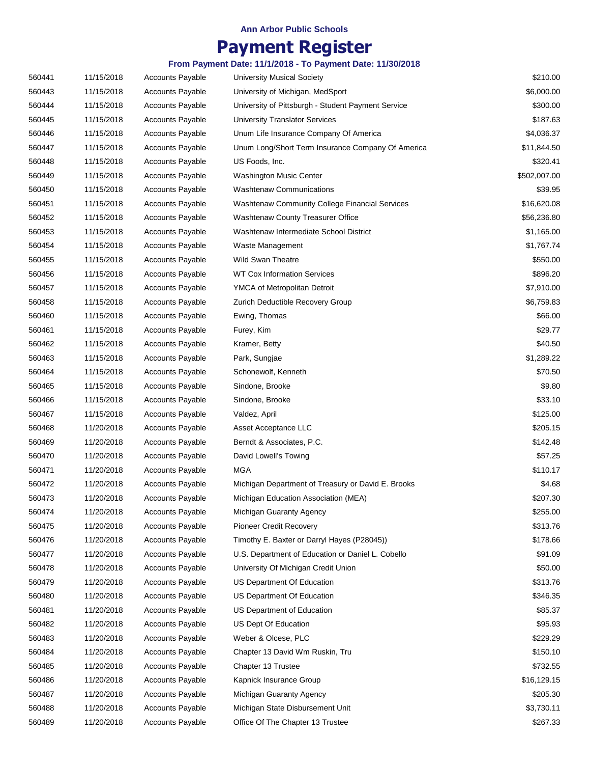Ann Arbor Public Schools

# Payment Register

**From Payment Date: 11/1/2018 - To Payment Date: 11/30/2018**

| | | | | |
|---|---|---|---|---|
| 560441 | 11/15/2018 | Accounts Payable | University Musical Society | $210.00 |
| 560443 | 11/15/2018 | Accounts Payable | University of Michigan, MedSport | $6,000.00 |
| 560444 | 11/15/2018 | Accounts Payable | University of Pittsburgh - Student Payment Service | $300.00 |
| 560445 | 11/15/2018 | Accounts Payable | University Translator Services | $187.63 |
| 560446 | 11/15/2018 | Accounts Payable | Unum Life Insurance Company Of America | $4,036.37 |
| 560447 | 11/15/2018 | Accounts Payable | Unum Long/Short Term Insurance Company Of America | $11,844.50 |
| 560448 | 11/15/2018 | Accounts Payable | US Foods, Inc. | $320.41 |
| 560449 | 11/15/2018 | Accounts Payable | Washington Music Center | $502,007.00 |
| 560450 | 11/15/2018 | Accounts Payable | Washtenaw Communications | $39.95 |
| 560451 | 11/15/2018 | Accounts Payable | Washtenaw Community College Financial Services | $16,620.08 |
| 560452 | 11/15/2018 | Accounts Payable | Washtenaw County Treasurer Office | $56,236.80 |
| 560453 | 11/15/2018 | Accounts Payable | Washtenaw Intermediate School District | $1,165.00 |
| 560454 | 11/15/2018 | Accounts Payable | Waste Management | $1,767.74 |
| 560455 | 11/15/2018 | Accounts Payable | Wild Swan Theatre | $550.00 |
| 560456 | 11/15/2018 | Accounts Payable | WT Cox Information Services | $896.20 |
| 560457 | 11/15/2018 | Accounts Payable | YMCA of Metropolitan Detroit | $7,910.00 |
| 560458 | 11/15/2018 | Accounts Payable | Zurich Deductible Recovery Group | $6,759.83 |
| 560460 | 11/15/2018 | Accounts Payable | Ewing, Thomas | $66.00 |
| 560461 | 11/15/2018 | Accounts Payable | Furey, Kim | $29.77 |
| 560462 | 11/15/2018 | Accounts Payable | Kramer, Betty | $40.50 |
| 560463 | 11/15/2018 | Accounts Payable | Park, Sungjae | $1,289.22 |
| 560464 | 11/15/2018 | Accounts Payable | Schonewolf, Kenneth | $70.50 |
| 560465 | 11/15/2018 | Accounts Payable | Sindone, Brooke | $9.80 |
| 560466 | 11/15/2018 | Accounts Payable | Sindone, Brooke | $33.10 |
| 560467 | 11/15/2018 | Accounts Payable | Valdez, April | $125.00 |
| 560468 | 11/20/2018 | Accounts Payable | Asset Acceptance LLC | $205.15 |
| 560469 | 11/20/2018 | Accounts Payable | Berndt & Associates, P.C. | $142.48 |
| 560470 | 11/20/2018 | Accounts Payable | David Lowell's Towing | $57.25 |
| 560471 | 11/20/2018 | Accounts Payable | MGA | $110.17 |
| 560472 | 11/20/2018 | Accounts Payable | Michigan Department of Treasury or David E. Brooks | $4.68 |
| 560473 | 11/20/2018 | Accounts Payable | Michigan Education Association (MEA) | $207.30 |
| 560474 | 11/20/2018 | Accounts Payable | Michigan Guaranty Agency | $255.00 |
| 560475 | 11/20/2018 | Accounts Payable | Pioneer Credit Recovery | $313.76 |
| 560476 | 11/20/2018 | Accounts Payable | Timothy E. Baxter or Darryl Hayes (P28045)) | $178.66 |
| 560477 | 11/20/2018 | Accounts Payable | U.S. Department of Education or Daniel L. Cobello | $91.09 |
| 560478 | 11/20/2018 | Accounts Payable | University Of Michigan Credit Union | $50.00 |
| 560479 | 11/20/2018 | Accounts Payable | US Department Of Education | $313.76 |
| 560480 | 11/20/2018 | Accounts Payable | US Department Of Education | $346.35 |
| 560481 | 11/20/2018 | Accounts Payable | US Department of Education | $85.37 |
| 560482 | 11/20/2018 | Accounts Payable | US Dept Of Education | $95.93 |
| 560483 | 11/20/2018 | Accounts Payable | Weber & Olcese, PLC | $229.29 |
| 560484 | 11/20/2018 | Accounts Payable | Chapter 13 David Wm Ruskin, Tru | $150.10 |
| 560485 | 11/20/2018 | Accounts Payable | Chapter 13 Trustee | $732.55 |
| 560486 | 11/20/2018 | Accounts Payable | Kapnick Insurance Group | $16,129.15 |
| 560487 | 11/20/2018 | Accounts Payable | Michigan Guaranty Agency | $205.30 |
| 560488 | 11/20/2018 | Accounts Payable | Michigan State Disbursement Unit | $3,730.11 |
| 560489 | 11/20/2018 | Accounts Payable | Office Of The Chapter 13 Trustee | $267.33 |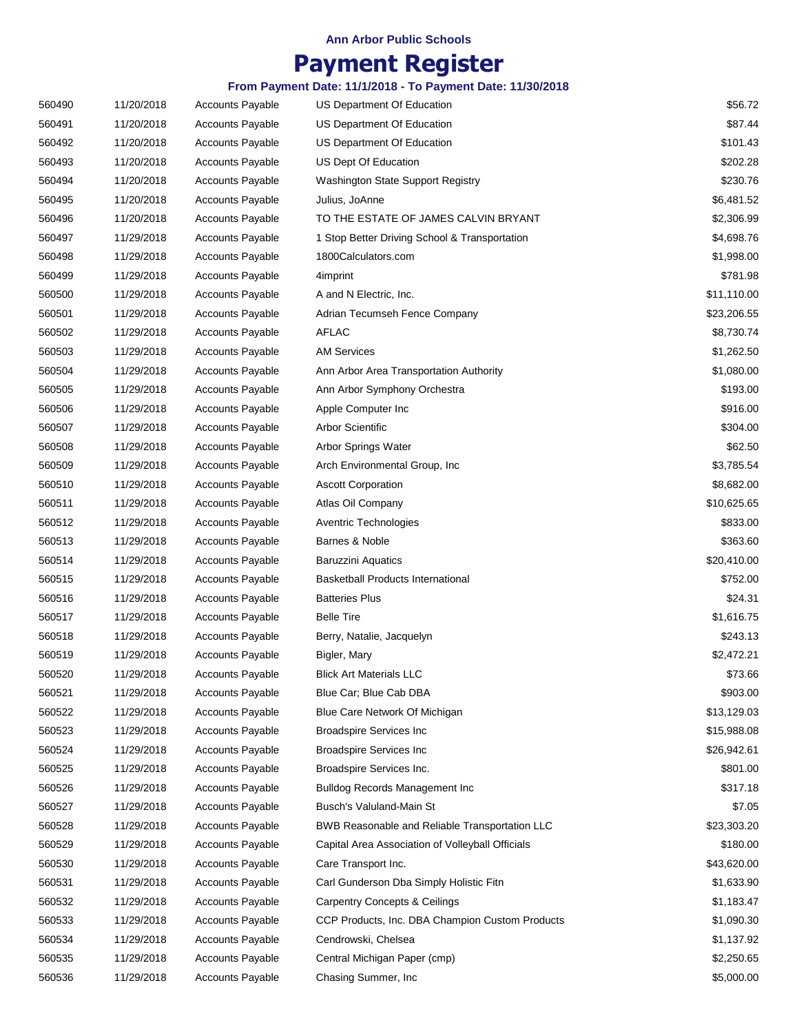Ann Arbor Public Schools

# Payment Register

### From Payment Date: 11/1/2018 - To Payment Date: 11/30/2018

| | | | | |
|---|---|---|---|---|
| 560490 | 11/20/2018 | Accounts Payable | US Department Of Education | $56.72 |
| 560491 | 11/20/2018 | Accounts Payable | US Department Of Education | $87.44 |
| 560492 | 11/20/2018 | Accounts Payable | US Department Of Education | $101.43 |
| 560493 | 11/20/2018 | Accounts Payable | US Dept Of Education | $202.28 |
| 560494 | 11/20/2018 | Accounts Payable | Washington State Support Registry | $230.76 |
| 560495 | 11/20/2018 | Accounts Payable | Julius, JoAnne | $6,481.52 |
| 560496 | 11/20/2018 | Accounts Payable | TO THE ESTATE OF JAMES CALVIN BRYANT | $2,306.99 |
| 560497 | 11/29/2018 | Accounts Payable | 1 Stop Better Driving School & Transportation | $4,698.76 |
| 560498 | 11/29/2018 | Accounts Payable | 1800Calculators.com | $1,998.00 |
| 560499 | 11/29/2018 | Accounts Payable | 4imprint | $781.98 |
| 560500 | 11/29/2018 | Accounts Payable | A and N Electric, Inc. | $11,110.00 |
| 560501 | 11/29/2018 | Accounts Payable | Adrian Tecumseh Fence Company | $23,206.55 |
| 560502 | 11/29/2018 | Accounts Payable | AFLAC | $8,730.74 |
| 560503 | 11/29/2018 | Accounts Payable | AM Services | $1,262.50 |
| 560504 | 11/29/2018 | Accounts Payable | Ann Arbor Area Transportation Authority | $1,080.00 |
| 560505 | 11/29/2018 | Accounts Payable | Ann Arbor Symphony Orchestra | $193.00 |
| 560506 | 11/29/2018 | Accounts Payable | Apple Computer Inc | $916.00 |
| 560507 | 11/29/2018 | Accounts Payable | Arbor Scientific | $304.00 |
| 560508 | 11/29/2018 | Accounts Payable | Arbor Springs Water | $62.50 |
| 560509 | 11/29/2018 | Accounts Payable | Arch Environmental Group, Inc | $3,785.54 |
| 560510 | 11/29/2018 | Accounts Payable | Ascott Corporation | $8,682.00 |
| 560511 | 11/29/2018 | Accounts Payable | Atlas Oil Company | $10,625.65 |
| 560512 | 11/29/2018 | Accounts Payable | Aventric Technologies | $833.00 |
| 560513 | 11/29/2018 | Accounts Payable | Barnes & Noble | $363.60 |
| 560514 | 11/29/2018 | Accounts Payable | Baruzzini Aquatics | $20,410.00 |
| 560515 | 11/29/2018 | Accounts Payable | Basketball Products International | $752.00 |
| 560516 | 11/29/2018 | Accounts Payable | Batteries Plus | $24.31 |
| 560517 | 11/29/2018 | Accounts Payable | Belle Tire | $1,616.75 |
| 560518 | 11/29/2018 | Accounts Payable | Berry, Natalie, Jacquelyn | $243.13 |
| 560519 | 11/29/2018 | Accounts Payable | Bigler, Mary | $2,472.21 |
| 560520 | 11/29/2018 | Accounts Payable | Blick Art Materials LLC | $73.66 |
| 560521 | 11/29/2018 | Accounts Payable | Blue Car; Blue Cab DBA | $903.00 |
| 560522 | 11/29/2018 | Accounts Payable | Blue Care Network Of Michigan | $13,129.03 |
| 560523 | 11/29/2018 | Accounts Payable | Broadspire Services Inc | $15,988.08 |
| 560524 | 11/29/2018 | Accounts Payable | Broadspire Services Inc | $26,942.61 |
| 560525 | 11/29/2018 | Accounts Payable | Broadspire Services Inc. | $801.00 |
| 560526 | 11/29/2018 | Accounts Payable | Bulldog Records Management Inc | $317.18 |
| 560527 | 11/29/2018 | Accounts Payable | Busch's Valuland-Main St | $7.05 |
| 560528 | 11/29/2018 | Accounts Payable | BWB Reasonable and Reliable Transportation LLC | $23,303.20 |
| 560529 | 11/29/2018 | Accounts Payable | Capital Area Association of Volleyball Officials | $180.00 |
| 560530 | 11/29/2018 | Accounts Payable | Care Transport Inc. | $43,620.00 |
| 560531 | 11/29/2018 | Accounts Payable | Carl Gunderson Dba Simply Holistic Fitn | $1,633.90 |
| 560532 | 11/29/2018 | Accounts Payable | Carpentry Concepts & Ceilings | $1,183.47 |
| 560533 | 11/29/2018 | Accounts Payable | CCP Products, Inc. DBA Champion Custom Products | $1,090.30 |
| 560534 | 11/29/2018 | Accounts Payable | Cendrowski, Chelsea | $1,137.92 |
| 560535 | 11/29/2018 | Accounts Payable | Central Michigan Paper (cmp) | $2,250.65 |
| 560536 | 11/29/2018 | Accounts Payable | Chasing Summer, Inc | $5,000.00 |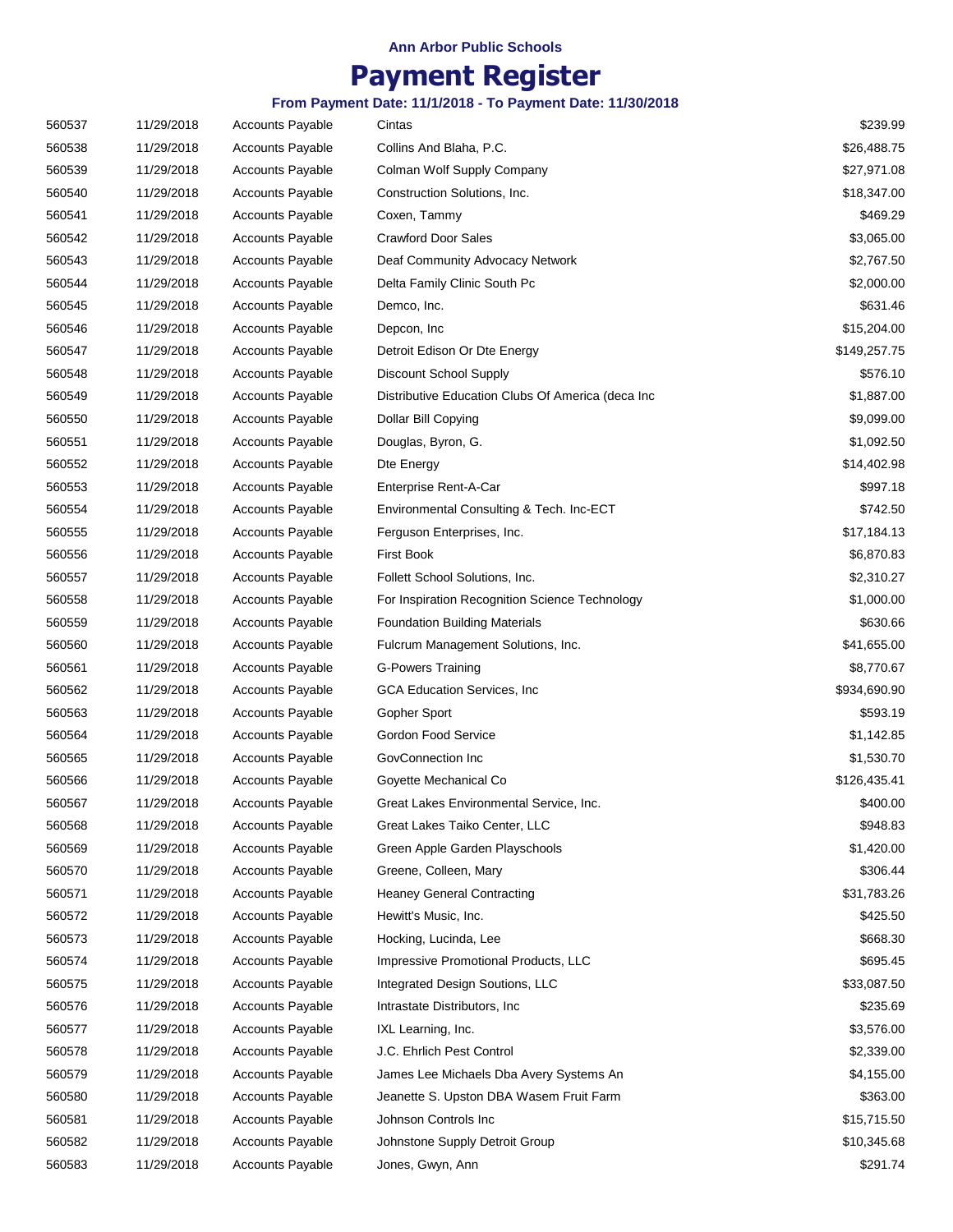**Ann Arbor Public Schools**

# Payment Register

**From Payment Date: 11/1/2018 - To Payment Date: 11/30/2018**

| | | | | |
|---|---|---|---|---|
| 560537 | 11/29/2018 | Accounts Payable | Cintas | $239.99 |
| 560538 | 11/29/2018 | Accounts Payable | Collins And Blaha, P.C. | $26,488.75 |
| 560539 | 11/29/2018 | Accounts Payable | Colman Wolf Supply Company | $27,971.08 |
| 560540 | 11/29/2018 | Accounts Payable | Construction Solutions, Inc. | $18,347.00 |
| 560541 | 11/29/2018 | Accounts Payable | Coxen, Tammy | $469.29 |
| 560542 | 11/29/2018 | Accounts Payable | Crawford Door Sales | $3,065.00 |
| 560543 | 11/29/2018 | Accounts Payable | Deaf Community Advocacy Network | $2,767.50 |
| 560544 | 11/29/2018 | Accounts Payable | Delta Family Clinic South Pc | $2,000.00 |
| 560545 | 11/29/2018 | Accounts Payable | Demco, Inc. | $631.46 |
| 560546 | 11/29/2018 | Accounts Payable | Depcon, Inc | $15,204.00 |
| 560547 | 11/29/2018 | Accounts Payable | Detroit Edison Or Dte Energy | $149,257.75 |
| 560548 | 11/29/2018 | Accounts Payable | Discount School Supply | $576.10 |
| 560549 | 11/29/2018 | Accounts Payable | Distributive Education Clubs Of America (deca Inc | $1,887.00 |
| 560550 | 11/29/2018 | Accounts Payable | Dollar Bill Copying | $9,099.00 |
| 560551 | 11/29/2018 | Accounts Payable | Douglas, Byron, G. | $1,092.50 |
| 560552 | 11/29/2018 | Accounts Payable | Dte Energy | $14,402.98 |
| 560553 | 11/29/2018 | Accounts Payable | Enterprise Rent-A-Car | $997.18 |
| 560554 | 11/29/2018 | Accounts Payable | Environmental Consulting & Tech. Inc-ECT | $742.50 |
| 560555 | 11/29/2018 | Accounts Payable | Ferguson Enterprises, Inc. | $17,184.13 |
| 560556 | 11/29/2018 | Accounts Payable | First Book | $6,870.83 |
| 560557 | 11/29/2018 | Accounts Payable | Follett School Solutions, Inc. | $2,310.27 |
| 560558 | 11/29/2018 | Accounts Payable | For Inspiration Recognition Science Technology | $1,000.00 |
| 560559 | 11/29/2018 | Accounts Payable | Foundation Building Materials | $630.66 |
| 560560 | 11/29/2018 | Accounts Payable | Fulcrum Management Solutions, Inc. | $41,655.00 |
| 560561 | 11/29/2018 | Accounts Payable | G-Powers Training | $8,770.67 |
| 560562 | 11/29/2018 | Accounts Payable | GCA Education Services, Inc | $934,690.90 |
| 560563 | 11/29/2018 | Accounts Payable | Gopher Sport | $593.19 |
| 560564 | 11/29/2018 | Accounts Payable | Gordon Food Service | $1,142.85 |
| 560565 | 11/29/2018 | Accounts Payable | GovConnection Inc | $1,530.70 |
| 560566 | 11/29/2018 | Accounts Payable | Goyette Mechanical Co | $126,435.41 |
| 560567 | 11/29/2018 | Accounts Payable | Great Lakes Environmental Service, Inc. | $400.00 |
| 560568 | 11/29/2018 | Accounts Payable | Great Lakes Taiko Center, LLC | $948.83 |
| 560569 | 11/29/2018 | Accounts Payable | Green Apple Garden Playschools | $1,420.00 |
| 560570 | 11/29/2018 | Accounts Payable | Greene, Colleen, Mary | $306.44 |
| 560571 | 11/29/2018 | Accounts Payable | Heaney General Contracting | $31,783.26 |
| 560572 | 11/29/2018 | Accounts Payable | Hewitt's Music, Inc. | $425.50 |
| 560573 | 11/29/2018 | Accounts Payable | Hocking, Lucinda, Lee | $668.30 |
| 560574 | 11/29/2018 | Accounts Payable | Impressive Promotional Products, LLC | $695.45 |
| 560575 | 11/29/2018 | Accounts Payable | Integrated Design Soutions, LLC | $33,087.50 |
| 560576 | 11/29/2018 | Accounts Payable | Intrastate Distributors, Inc | $235.69 |
| 560577 | 11/29/2018 | Accounts Payable | IXL Learning, Inc. | $3,576.00 |
| 560578 | 11/29/2018 | Accounts Payable | J.C. Ehrlich Pest Control | $2,339.00 |
| 560579 | 11/29/2018 | Accounts Payable | James Lee Michaels Dba Avery Systems An | $4,155.00 |
| 560580 | 11/29/2018 | Accounts Payable | Jeanette S. Upston DBA Wasem Fruit Farm | $363.00 |
| 560581 | 11/29/2018 | Accounts Payable | Johnson Controls Inc | $15,715.50 |
| 560582 | 11/29/2018 | Accounts Payable | Johnstone Supply Detroit Group | $10,345.68 |
| 560583 | 11/29/2018 | Accounts Payable | Jones, Gwyn, Ann | $291.74 |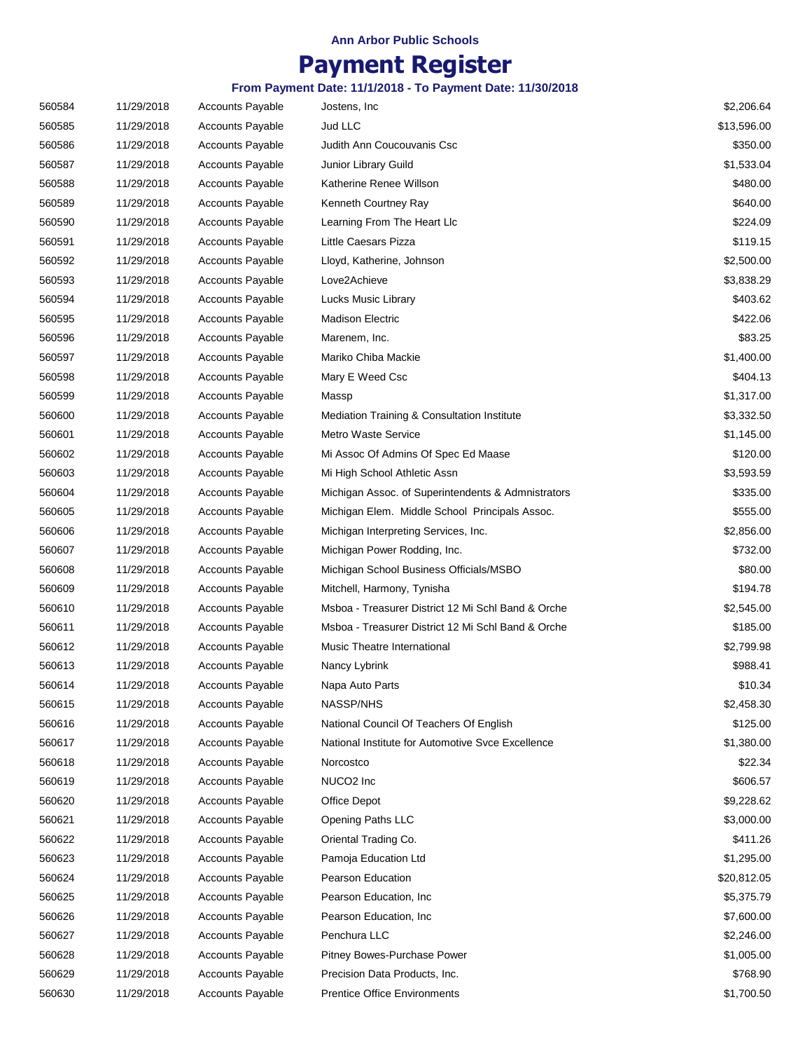Ann Arbor Public Schools

# Payment Register

**From Payment Date: 11/1/2018 - To Payment Date: 11/30/2018**

| | | | | |
|---|---|---|---|---|
| 560584 | 11/29/2018 | Accounts Payable | Jostens, Inc | $2,206.64 |
| 560585 | 11/29/2018 | Accounts Payable | Jud LLC | $13,596.00 |
| 560586 | 11/29/2018 | Accounts Payable | Judith Ann Coucouvanis Csc | $350.00 |
| 560587 | 11/29/2018 | Accounts Payable | Junior Library Guild | $1,533.04 |
| 560588 | 11/29/2018 | Accounts Payable | Katherine Renee Willson | $480.00 |
| 560589 | 11/29/2018 | Accounts Payable | Kenneth Courtney Ray | $640.00 |
| 560590 | 11/29/2018 | Accounts Payable | Learning From The Heart Llc | $224.09 |
| 560591 | 11/29/2018 | Accounts Payable | Little Caesars Pizza | $119.15 |
| 560592 | 11/29/2018 | Accounts Payable | Lloyd, Katherine, Johnson | $2,500.00 |
| 560593 | 11/29/2018 | Accounts Payable | Love2Achieve | $3,838.29 |
| 560594 | 11/29/2018 | Accounts Payable | Lucks Music Library | $403.62 |
| 560595 | 11/29/2018 | Accounts Payable | Madison Electric | $422.06 |
| 560596 | 11/29/2018 | Accounts Payable | Marenem, Inc. | $83.25 |
| 560597 | 11/29/2018 | Accounts Payable | Mariko Chiba Mackie | $1,400.00 |
| 560598 | 11/29/2018 | Accounts Payable | Mary E Weed Csc | $404.13 |
| 560599 | 11/29/2018 | Accounts Payable | Massp | $1,317.00 |
| 560600 | 11/29/2018 | Accounts Payable | Mediation Training & Consultation Institute | $3,332.50 |
| 560601 | 11/29/2018 | Accounts Payable | Metro Waste Service | $1,145.00 |
| 560602 | 11/29/2018 | Accounts Payable | Mi Assoc Of Admins Of Spec Ed Maase | $120.00 |
| 560603 | 11/29/2018 | Accounts Payable | Mi High School Athletic Assn | $3,593.59 |
| 560604 | 11/29/2018 | Accounts Payable | Michigan Assoc. of Superintendents & Admnistrators | $335.00 |
| 560605 | 11/29/2018 | Accounts Payable | Michigan Elem. Middle School Principals Assoc. | $555.00 |
| 560606 | 11/29/2018 | Accounts Payable | Michigan Interpreting Services, Inc. | $2,856.00 |
| 560607 | 11/29/2018 | Accounts Payable | Michigan Power Rodding, Inc. | $732.00 |
| 560608 | 11/29/2018 | Accounts Payable | Michigan School Business Officials/MSBO | $80.00 |
| 560609 | 11/29/2018 | Accounts Payable | Mitchell, Harmony, Tynisha | $194.78 |
| 560610 | 11/29/2018 | Accounts Payable | Msboa - Treasurer District 12 Mi Schl Band & Orche | $2,545.00 |
| 560611 | 11/29/2018 | Accounts Payable | Msboa - Treasurer District 12 Mi Schl Band & Orche | $185.00 |
| 560612 | 11/29/2018 | Accounts Payable | Music Theatre International | $2,799.98 |
| 560613 | 11/29/2018 | Accounts Payable | Nancy Lybrink | $988.41 |
| 560614 | 11/29/2018 | Accounts Payable | Napa Auto Parts | $10.34 |
| 560615 | 11/29/2018 | Accounts Payable | NASSP/NHS | $2,458.30 |
| 560616 | 11/29/2018 | Accounts Payable | National Council Of Teachers Of English | $125.00 |
| 560617 | 11/29/2018 | Accounts Payable | National Institute for Automotive Svce Excellence | $1,380.00 |
| 560618 | 11/29/2018 | Accounts Payable | Norcostco | $22.34 |
| 560619 | 11/29/2018 | Accounts Payable | NUCO2 Inc | $606.57 |
| 560620 | 11/29/2018 | Accounts Payable | Office Depot | $9,228.62 |
| 560621 | 11/29/2018 | Accounts Payable | Opening Paths LLC | $3,000.00 |
| 560622 | 11/29/2018 | Accounts Payable | Oriental Trading Co. | $411.26 |
| 560623 | 11/29/2018 | Accounts Payable | Pamoja Education Ltd | $1,295.00 |
| 560624 | 11/29/2018 | Accounts Payable | Pearson Education | $20,812.05 |
| 560625 | 11/29/2018 | Accounts Payable | Pearson Education, Inc | $5,375.79 |
| 560626 | 11/29/2018 | Accounts Payable | Pearson Education, Inc | $7,600.00 |
| 560627 | 11/29/2018 | Accounts Payable | Penchura LLC | $2,246.00 |
| 560628 | 11/29/2018 | Accounts Payable | Pitney Bowes-Purchase Power | $1,005.00 |
| 560629 | 11/29/2018 | Accounts Payable | Precision Data Products, Inc. | $768.90 |
| 560630 | 11/29/2018 | Accounts Payable | Prentice Office Environments | $1,700.50 |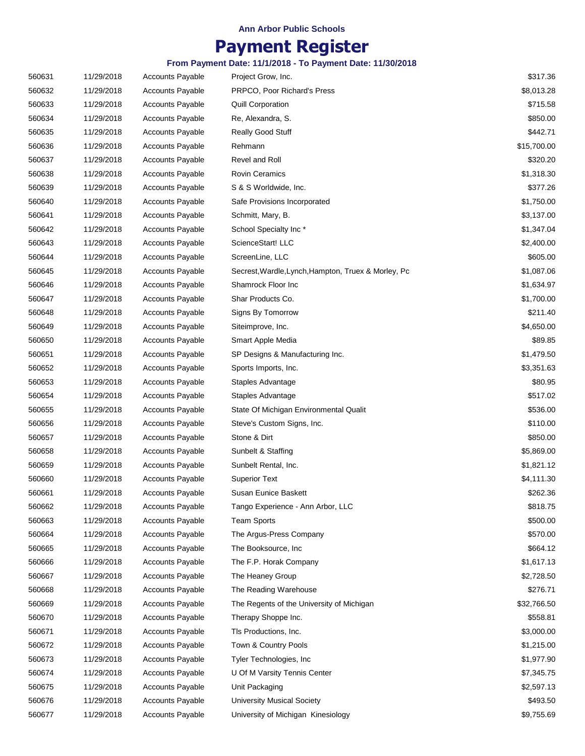Ann Arbor Public Schools

# Payment Register

**From Payment Date: 11/1/2018 - To Payment Date: 11/30/2018**

| | | | | |
|---|---|---|---|---|
| 560631 | 11/29/2018 | Accounts Payable | Project Grow, Inc. | $317.36 |
| 560632 | 11/29/2018 | Accounts Payable | PRPCO, Poor Richard's Press | $8,013.28 |
| 560633 | 11/29/2018 | Accounts Payable | Quill Corporation | $715.58 |
| 560634 | 11/29/2018 | Accounts Payable | Re, Alexandra, S. | $850.00 |
| 560635 | 11/29/2018 | Accounts Payable | Really Good Stuff | $442.71 |
| 560636 | 11/29/2018 | Accounts Payable | Rehmann | $15,700.00 |
| 560637 | 11/29/2018 | Accounts Payable | Revel and Roll | $320.20 |
| 560638 | 11/29/2018 | Accounts Payable | Rovin Ceramics | $1,318.30 |
| 560639 | 11/29/2018 | Accounts Payable | S & S Worldwide, Inc. | $377.26 |
| 560640 | 11/29/2018 | Accounts Payable | Safe Provisions Incorporated | $1,750.00 |
| 560641 | 11/29/2018 | Accounts Payable | Schmitt, Mary, B. | $3,137.00 |
| 560642 | 11/29/2018 | Accounts Payable | School Specialty Inc * | $1,347.04 |
| 560643 | 11/29/2018 | Accounts Payable | ScienceStart! LLC | $2,400.00 |
| 560644 | 11/29/2018 | Accounts Payable | ScreenLine, LLC | $605.00 |
| 560645 | 11/29/2018 | Accounts Payable | Secrest,Wardle,Lynch,Hampton, Truex & Morley, Pc | $1,087.06 |
| 560646 | 11/29/2018 | Accounts Payable | Shamrock Floor Inc | $1,634.97 |
| 560647 | 11/29/2018 | Accounts Payable | Shar Products Co. | $1,700.00 |
| 560648 | 11/29/2018 | Accounts Payable | Signs By Tomorrow | $211.40 |
| 560649 | 11/29/2018 | Accounts Payable | Siteimprove, Inc. | $4,650.00 |
| 560650 | 11/29/2018 | Accounts Payable | Smart Apple Media | $89.85 |
| 560651 | 11/29/2018 | Accounts Payable | SP Designs & Manufacturing Inc. | $1,479.50 |
| 560652 | 11/29/2018 | Accounts Payable | Sports Imports, Inc. | $3,351.63 |
| 560653 | 11/29/2018 | Accounts Payable | Staples Advantage | $80.95 |
| 560654 | 11/29/2018 | Accounts Payable | Staples Advantage | $517.02 |
| 560655 | 11/29/2018 | Accounts Payable | State Of Michigan Environmental Qualit | $536.00 |
| 560656 | 11/29/2018 | Accounts Payable | Steve's Custom Signs, Inc. | $110.00 |
| 560657 | 11/29/2018 | Accounts Payable | Stone & Dirt | $850.00 |
| 560658 | 11/29/2018 | Accounts Payable | Sunbelt & Staffing | $5,869.00 |
| 560659 | 11/29/2018 | Accounts Payable | Sunbelt Rental, Inc. | $1,821.12 |
| 560660 | 11/29/2018 | Accounts Payable | Superior Text | $4,111.30 |
| 560661 | 11/29/2018 | Accounts Payable | Susan Eunice Baskett | $262.36 |
| 560662 | 11/29/2018 | Accounts Payable | Tango Experience - Ann Arbor, LLC | $818.75 |
| 560663 | 11/29/2018 | Accounts Payable | Team Sports | $500.00 |
| 560664 | 11/29/2018 | Accounts Payable | The Argus-Press Company | $570.00 |
| 560665 | 11/29/2018 | Accounts Payable | The Booksource, Inc | $664.12 |
| 560666 | 11/29/2018 | Accounts Payable | The F.P. Horak Company | $1,617.13 |
| 560667 | 11/29/2018 | Accounts Payable | The Heaney Group | $2,728.50 |
| 560668 | 11/29/2018 | Accounts Payable | The Reading Warehouse | $276.71 |
| 560669 | 11/29/2018 | Accounts Payable | The Regents of the University of Michigan | $32,766.50 |
| 560670 | 11/29/2018 | Accounts Payable | Therapy Shoppe Inc. | $558.81 |
| 560671 | 11/29/2018 | Accounts Payable | Tls Productions, Inc. | $3,000.00 |
| 560672 | 11/29/2018 | Accounts Payable | Town & Country Pools | $1,215.00 |
| 560673 | 11/29/2018 | Accounts Payable | Tyler Technologies, Inc | $1,977.90 |
| 560674 | 11/29/2018 | Accounts Payable | U Of M Varsity Tennis Center | $7,345.75 |
| 560675 | 11/29/2018 | Accounts Payable | Unit Packaging | $2,597.13 |
| 560676 | 11/29/2018 | Accounts Payable | University Musical Society | $493.50 |
| 560677 | 11/29/2018 | Accounts Payable | University of Michigan Kinesiology | $9,755.69 |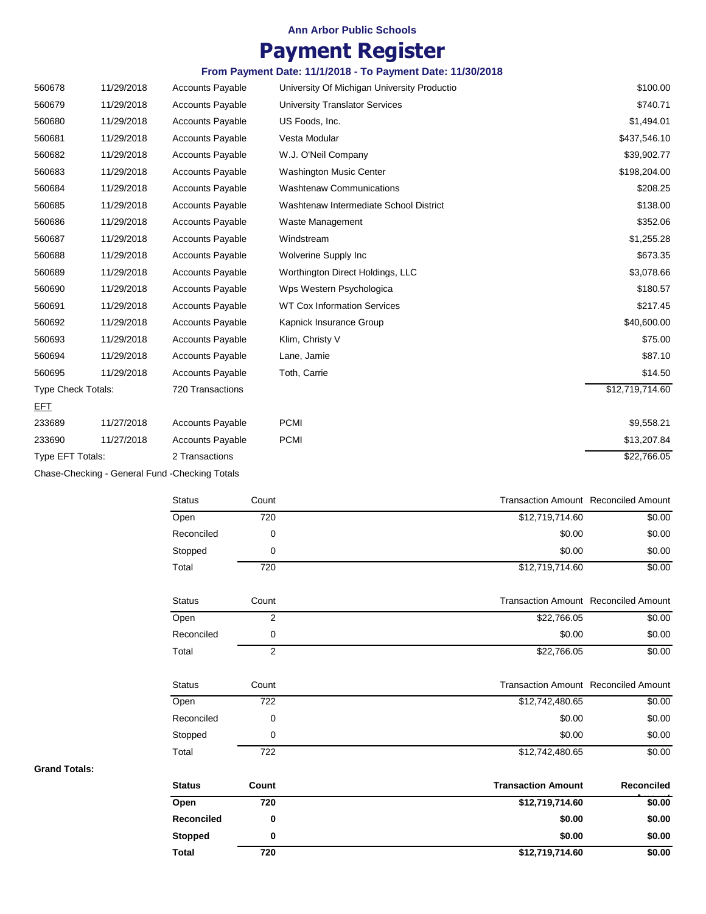Ann Arbor Public Schools

# Payment Register

**From Payment Date: 11/1/2018 - To Payment Date: 11/30/2018**

| | | | | |
|---|---|---|---|---|
| 560678 | 11/29/2018 | Accounts Payable | University Of Michigan University Productio | $100.00 |
| 560679 | 11/29/2018 | Accounts Payable | University Translator Services | $740.71 |
| 560680 | 11/29/2018 | Accounts Payable | US Foods, Inc. | $1,494.01 |
| 560681 | 11/29/2018 | Accounts Payable | Vesta Modular | $437,546.10 |
| 560682 | 11/29/2018 | Accounts Payable | W.J. O'Neil Company | $39,902.77 |
| 560683 | 11/29/2018 | Accounts Payable | Washington Music Center | $198,204.00 |
| 560684 | 11/29/2018 | Accounts Payable | Washtenaw Communications | $208.25 |
| 560685 | 11/29/2018 | Accounts Payable | Washtenaw Intermediate School District | $138.00 |
| 560686 | 11/29/2018 | Accounts Payable | Waste Management | $352.06 |
| 560687 | 11/29/2018 | Accounts Payable | Windstream | $1,255.28 |
| 560688 | 11/29/2018 | Accounts Payable | Wolverine Supply Inc | $673.35 |
| 560689 | 11/29/2018 | Accounts Payable | Worthington Direct Holdings, LLC | $3,078.66 |
| 560690 | 11/29/2018 | Accounts Payable | Wps Western Psychologica | $180.57 |
| 560691 | 11/29/2018 | Accounts Payable | WT Cox Information Services | $217.45 |
| 560692 | 11/29/2018 | Accounts Payable | Kapnick Insurance Group | $40,600.00 |
| 560693 | 11/29/2018 | Accounts Payable | Klim, Christy V | $75.00 |
| 560694 | 11/29/2018 | Accounts Payable | Lane, Jamie | $87.10 |
| 560695 | 11/29/2018 | Accounts Payable | Toth, Carrie | $14.50 |
| Type Check Totals: | | 720 Transactions | | $12,719,714.60 |
| EFT | | | | |
| 233689 | 11/27/2018 | Accounts Payable | PCMI | $9,558.21 |
| 233690 | 11/27/2018 | Accounts Payable | PCMI | $13,207.84 |
| Type EFT Totals: | | 2 Transactions | | $22,766.05 |

Chase-Checking - General Fund -Checking Totals

| Status | Count | Transaction Amount | Reconciled Amount |
|---|---|---|---|
| Open | 720 | $12,719,714.60 | $0.00 |
| Reconciled | 0 | $0.00 | $0.00 |
| Stopped | 0 | $0.00 | $0.00 |
| Total | 720 | $12,719,714.60 | $0.00 |

| Status | Count | Transaction Amount | Reconciled Amount |
|---|---|---|---|
| Open | 2 | $22,766.05 | $0.00 |
| Reconciled | 0 | $0.00 | $0.00 |
| Total | 2 | $22,766.05 | $0.00 |

| Status | Count | Transaction Amount | Reconciled Amount |
|---|---|---|---|
| Open | 722 | $12,742,480.65 | $0.00 |
| Reconciled | 0 | $0.00 | $0.00 |
| Stopped | 0 | $0.00 | $0.00 |
| Total | 722 | $12,742,480.65 | $0.00 |

**Grand Totals:**

| **Status** | **Count** | **Transaction Amount** | **Reconciled** |
|---|---|---|---|
| **Open** | **720** | **$12,719,714.60** | **$0.00** |
| **Reconciled** | **0** | **$0.00** | **$0.00** |
| **Stopped** | **0** | **$0.00** | **$0.00** |
| **Total** | **720** | **$12,719,714.60** | **$0.00** |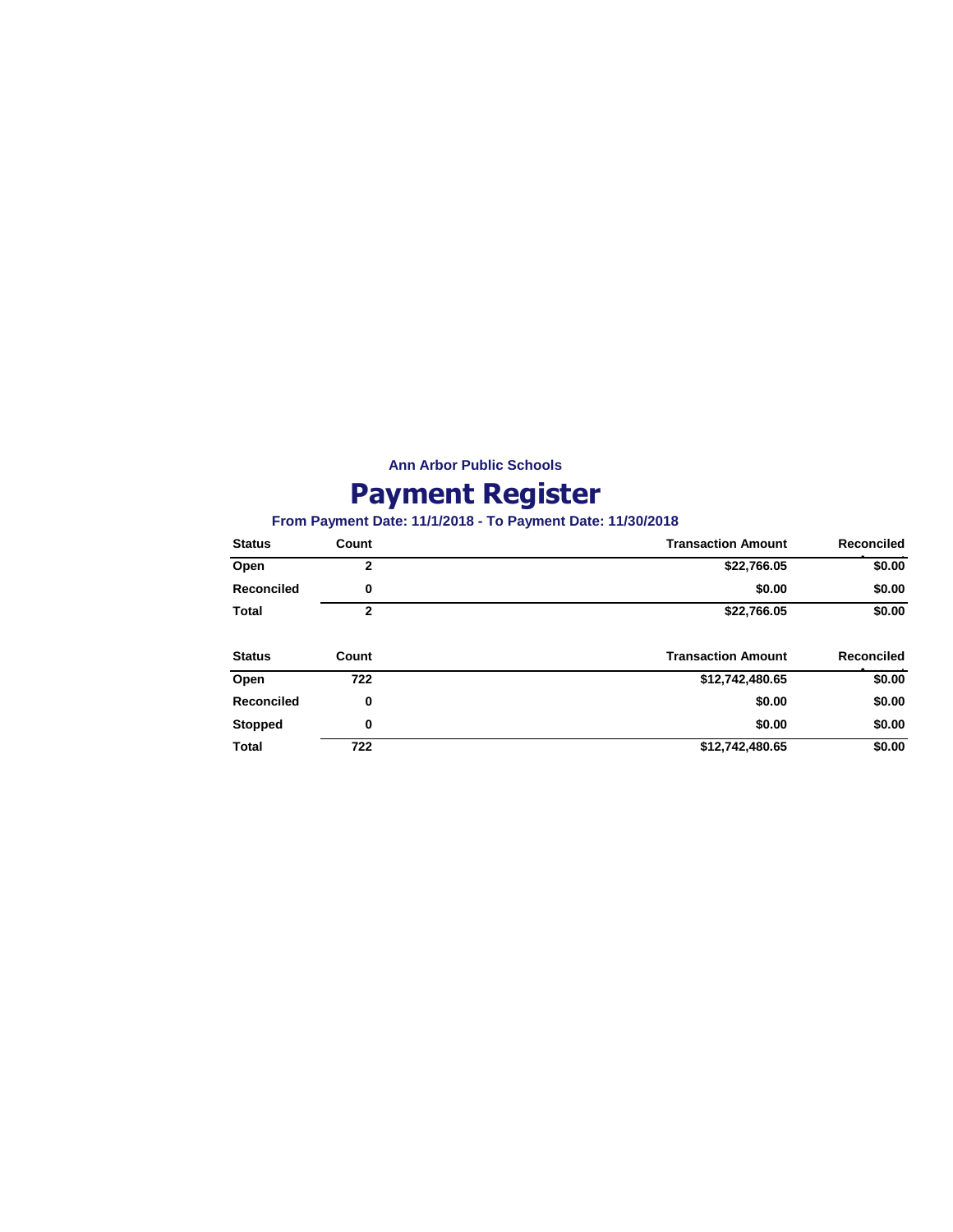**Ann Arbor Public Schools**

# Payment Register

**From Payment Date: 11/1/2018 - To Payment Date: 11/30/2018**

| Status | Count | Transaction Amount | Reconciled |
| --- | --- | --- | --- |
| Open | 2 | $22,766.05 | $0.00 |
| Reconciled | 0 | $0.00 | $0.00 |
| Total | 2 | $22,766.05 | $0.00 |

| Status | Count | Transaction Amount | Reconciled |
| --- | --- | --- | --- |
| Open | 722 | $12,742,480.65 | $0.00 |
| Reconciled | 0 | $0.00 | $0.00 |
| Stopped | 0 | $0.00 | $0.00 |
| Total | 722 | $12,742,480.65 | $0.00 |